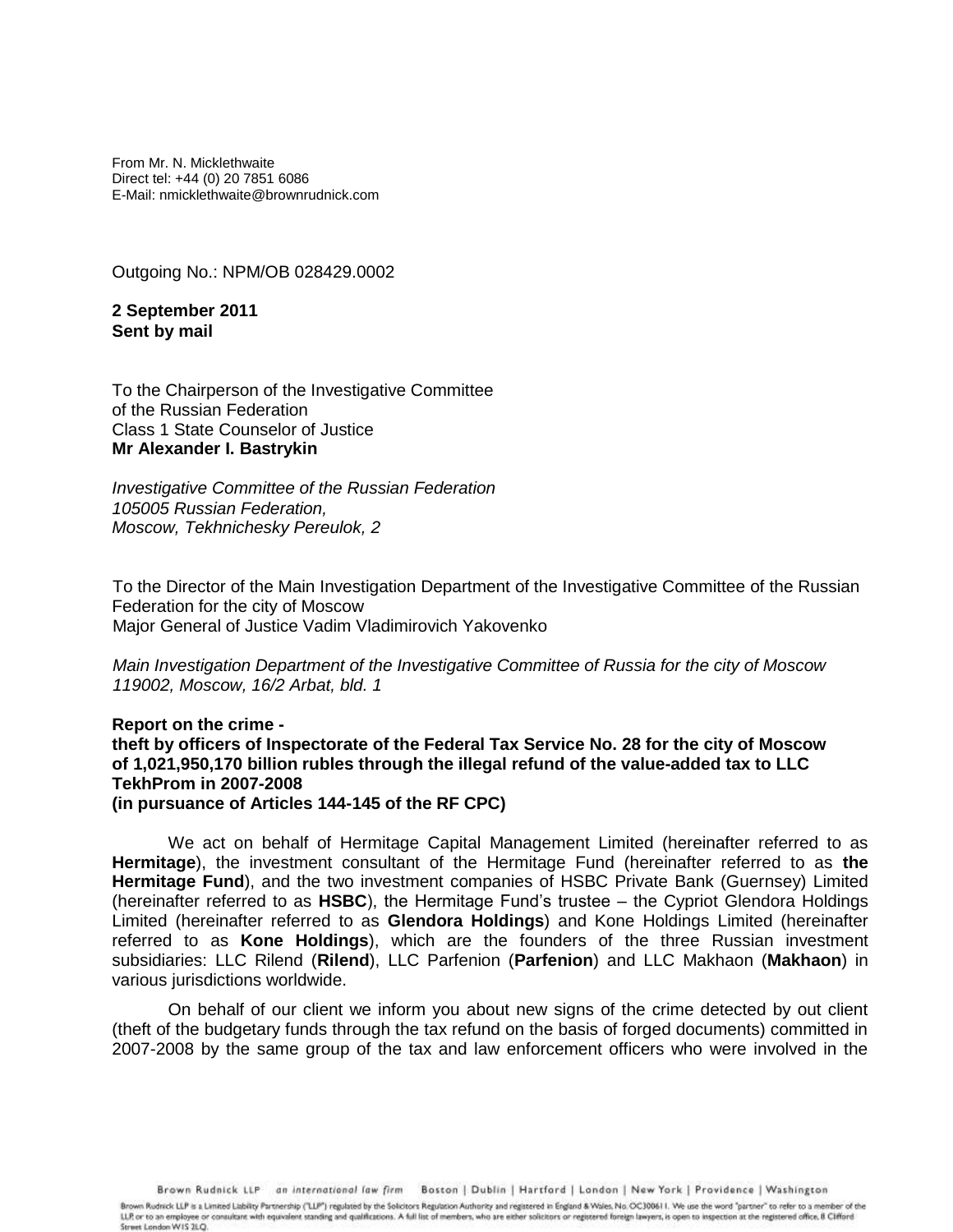From Mr. N. Micklethwaite
Direct tel: +44 (0) 20 7851 6086
E-Mail: nmicklethwaite@brownrudnick.com

Outgoing No.: NPM/OB 028429.0002

**2 September 2011**
**Sent by mail**

To the Chairperson of the Investigative Committee
of the Russian Federation
Class 1 State Counselor of Justice
**Mr Alexander I. Bastrykin**

*Investigative Committee of the Russian Federation*
*105005 Russian Federation,*
*Moscow, Tekhnichesky Pereulok, 2*

To the Director of the Main Investigation Department of the Investigative Committee of the Russian Federation for the city of Moscow
Major General of Justice Vadim Vladimirovich Yakovenko

*Main Investigation Department of the Investigative Committee of Russia for the city of Moscow*
*119002, Moscow, 16/2 Arbat, bld. 1*

**Report on the crime -**
**theft by officers of Inspectorate of the Federal Tax Service No. 28 for the city of Moscow of 1,021,950,170 billion rubles through the illegal refund of the value-added tax to LLC TekhProm in 2007-2008**
**(in pursuance of Articles 144-145 of the RF CPC)**

We act on behalf of Hermitage Capital Management Limited (hereinafter referred to as **Hermitage**), the investment consultant of the Hermitage Fund (hereinafter referred to as **the Hermitage Fund**), and the two investment companies of HSBC Private Bank (Guernsey) Limited (hereinafter referred to as **HSBC**), the Hermitage Fund's trustee – the Cypriot Glendora Holdings Limited (hereinafter referred to as **Glendora Holdings**) and Kone Holdings Limited (hereinafter referred to as **Kone Holdings**), which are the founders of the three Russian investment subsidiaries: LLC Rilend (**Rilend**), LLC Parfenion (**Parfenion**) and LLC Makhaon (**Makhaon**) in various jurisdictions worldwide.

On behalf of our client we inform you about new signs of the crime detected by out client (theft of the budgetary funds through the tax refund on the basis of forged documents) committed in 2007-2008 by the same group of the tax and law enforcement officers who were involved in the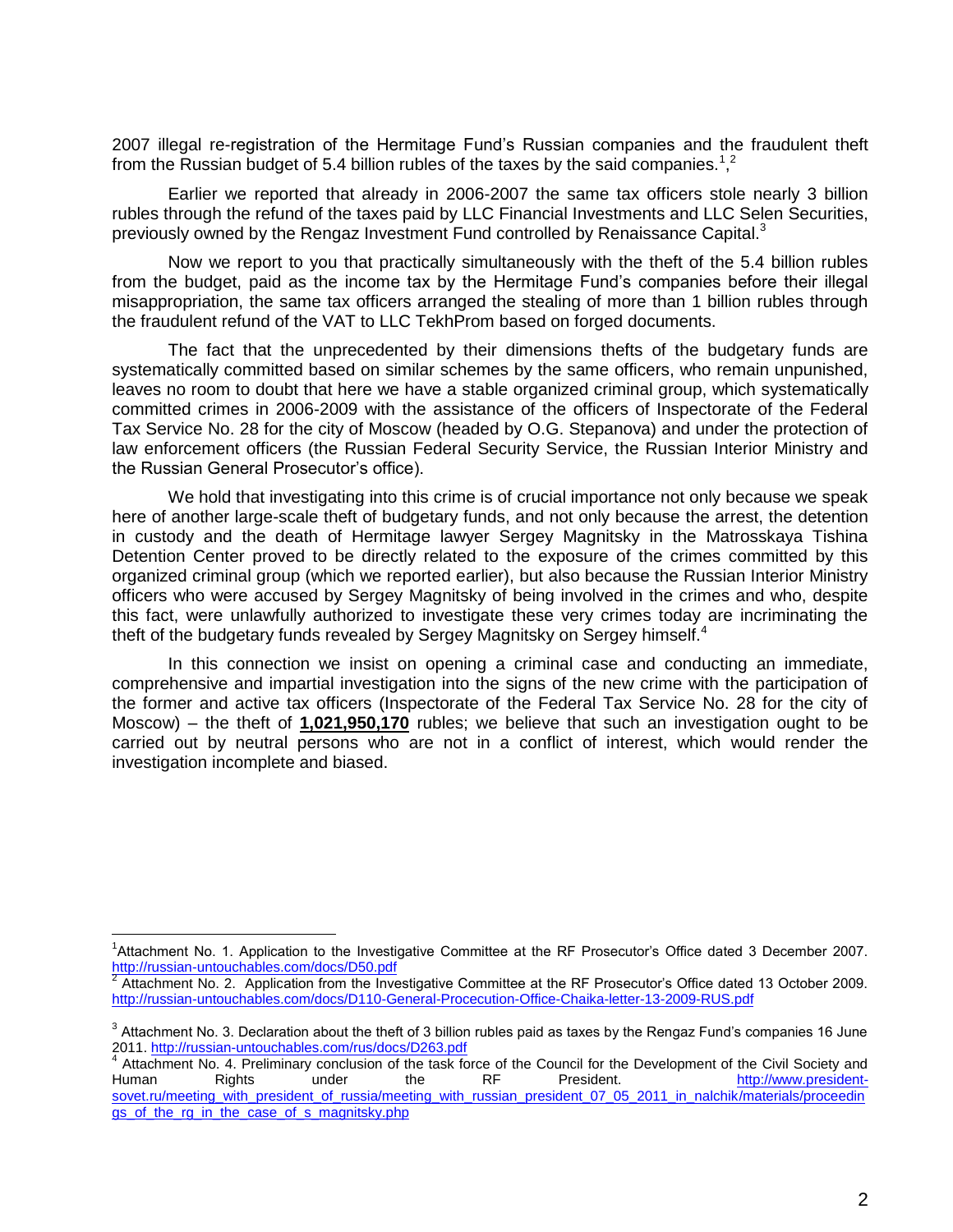2007 illegal re-registration of the Hermitage Fund's Russian companies and the fraudulent theft from the Russian budget of 5.4 billion rubles of the taxes by the said companies.[1],[2]

Earlier we reported that already in 2006-2007 the same tax officers stole nearly 3 billion rubles through the refund of the taxes paid by LLC Financial Investments and LLC Selen Securities, previously owned by the Rengaz Investment Fund controlled by Renaissance Capital.[3]

Now we report to you that practically simultaneously with the theft of the 5.4 billion rubles from the budget, paid as the income tax by the Hermitage Fund's companies before their illegal misappropriation, the same tax officers arranged the stealing of more than 1 billion rubles through the fraudulent refund of the VAT to LLC TekhProm based on forged documents.

The fact that the unprecedented by their dimensions thefts of the budgetary funds are systematically committed based on similar schemes by the same officers, who remain unpunished, leaves no room to doubt that here we have a stable organized criminal group, which systematically committed crimes in 2006-2009 with the assistance of the officers of Inspectorate of the Federal Tax Service No. 28 for the city of Moscow (headed by O.G. Stepanova) and under the protection of law enforcement officers (the Russian Federal Security Service, the Russian Interior Ministry and the Russian General Prosecutor's office).

We hold that investigating into this crime is of crucial importance not only because we speak here of another large-scale theft of budgetary funds, and not only because the arrest, the detention in custody and the death of Hermitage lawyer Sergey Magnitsky in the Matrosskaya Tishina Detention Center proved to be directly related to the exposure of the crimes committed by this organized criminal group (which we reported earlier), but also because the Russian Interior Ministry officers who were accused by Sergey Magnitsky of being involved in the crimes and who, despite this fact, were unlawfully authorized to investigate these very crimes today are incriminating the theft of the budgetary funds revealed by Sergey Magnitsky on Sergey himself.[4]

In this connection we insist on opening a criminal case and conducting an immediate, comprehensive and impartial investigation into the signs of the new crime with the participation of the former and active tax officers (Inspectorate of the Federal Tax Service No. 28 for the city of Moscow) – the theft of **1,021,950,170** rubles; we believe that such an investigation ought to be carried out by neutral persons who are not in a conflict of interest, which would render the investigation incomplete and biased.

---

[1] Attachment No. 1. Application to the Investigative Committee at the RF Prosecutor's Office dated 3 December 2007. http://russian-untouchables.com/docs/D50.pdf

[2] Attachment No. 2. Application from the Investigative Committee at the RF Prosecutor's Office dated 13 October 2009. http://russian-untouchables.com/docs/D110-General-Procecution-Office-Chaika-letter-13-2009-RUS.pdf

[3] Attachment No. 3. Declaration about the theft of 3 billion rubles paid as taxes by the Rengaz Fund's companies 16 June 2011. http://russian-untouchables.com/rus/docs/D263.pdf

[4] Attachment No. 4. Preliminary conclusion of the task force of the Council for the Development of the Civil Society and Human Rights under the RF President. http://www.president-sovet.ru/meeting_with_president_of_russia/meeting_with_russian_president_07_05_2011_in_nalchik/materials/proceedings_of_the_rg_in_the_case_of_s_magnitsky.php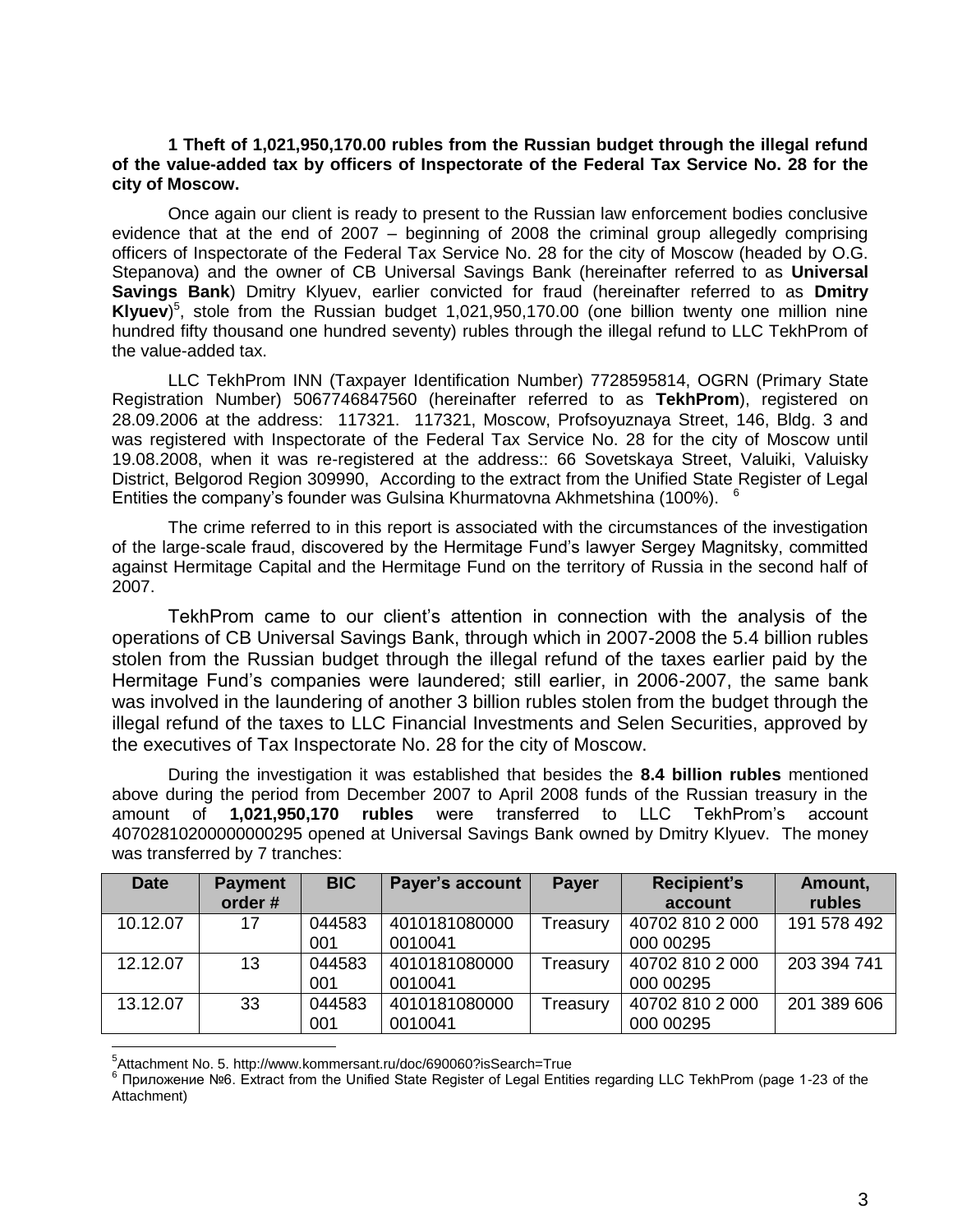**1 Theft of 1,021,950,170.00 rubles from the Russian budget through the illegal refund of the value-added tax by officers of Inspectorate of the Federal Tax Service No. 28 for the city of Moscow.**

Once again our client is ready to present to the Russian law enforcement bodies conclusive evidence that at the end of 2007 – beginning of 2008 the criminal group allegedly comprising officers of Inspectorate of the Federal Tax Service No. 28 for the city of Moscow (headed by O.G. Stepanova) and the owner of CB Universal Savings Bank (hereinafter referred to as **Universal Savings Bank**) Dmitry Klyuev, earlier convicted for fraud (hereinafter referred to as **Dmitry Klyuev**)[5], stole from the Russian budget 1,021,950,170.00 (one billion twenty one million nine hundred fifty thousand one hundred seventy) rubles through the illegal refund to LLC TekhProm of the value-added tax.

LLC TekhProm INN (Taxpayer Identification Number) 7728595814, OGRN (Primary State Registration Number) 5067746847560 (hereinafter referred to as **TekhProm**), registered on 28.09.2006 at the address: 117321. 117321, Moscow, Profsoyuznaya Street, 146, Bldg. 3 and was registered with Inspectorate of the Federal Tax Service No. 28 for the city of Moscow until 19.08.2008, when it was re-registered at the address:: 66 Sovetskaya Street, Valuiki, Valuisky District, Belgorod Region 309990, According to the extract from the Unified State Register of Legal Entities the company's founder was Gulsina Khurmatovna Akhmetshina (100%). [6]

The crime referred to in this report is associated with the circumstances of the investigation of the large-scale fraud, discovered by the Hermitage Fund's lawyer Sergey Magnitsky, committed against Hermitage Capital and the Hermitage Fund on the territory of Russia in the second half of 2007.

TekhProm came to our client's attention in connection with the analysis of the operations of CB Universal Savings Bank, through which in 2007-2008 the 5.4 billion rubles stolen from the Russian budget through the illegal refund of the taxes earlier paid by the Hermitage Fund's companies were laundered; still earlier, in 2006-2007, the same bank was involved in the laundering of another 3 billion rubles stolen from the budget through the illegal refund of the taxes to LLC Financial Investments and Selen Securities, approved by the executives of Tax Inspectorate No. 28 for the city of Moscow.

During the investigation it was established that besides the **8.4 billion rubles** mentioned above during the period from December 2007 to April 2008 funds of the Russian treasury in the amount of **1,021,950,170 rubles** were transferred to LLC TekhProm's account 40702810200000000295 opened at Universal Savings Bank owned by Dmitry Klyuev. The money was transferred by 7 tranches:

| Date | Payment order # | BIC | Payer's account | Payer | Recipient's account | Amount, rubles |
|---|---|---|---|---|---|---|
| 10.12.07 | 17 | 044583 001 | 4010181080000 0010041 | Treasury | 40702 810 2 000 000 00295 | 191 578 492 |
| 12.12.07 | 13 | 044583 001 | 4010181080000 0010041 | Treasury | 40702 810 2 000 000 00295 | 203 394 741 |
| 13.12.07 | 33 | 044583 001 | 4010181080000 0010041 | Treasury | 40702 810 2 000 000 00295 | 201 389 606 |

[5] Attachment No. 5. http://www.kommersant.ru/doc/690060?isSearch=True

[6] Приложение №6. Extract from the Unified State Register of Legal Entities regarding LLC TekhProm (page 1-23 of the Attachment)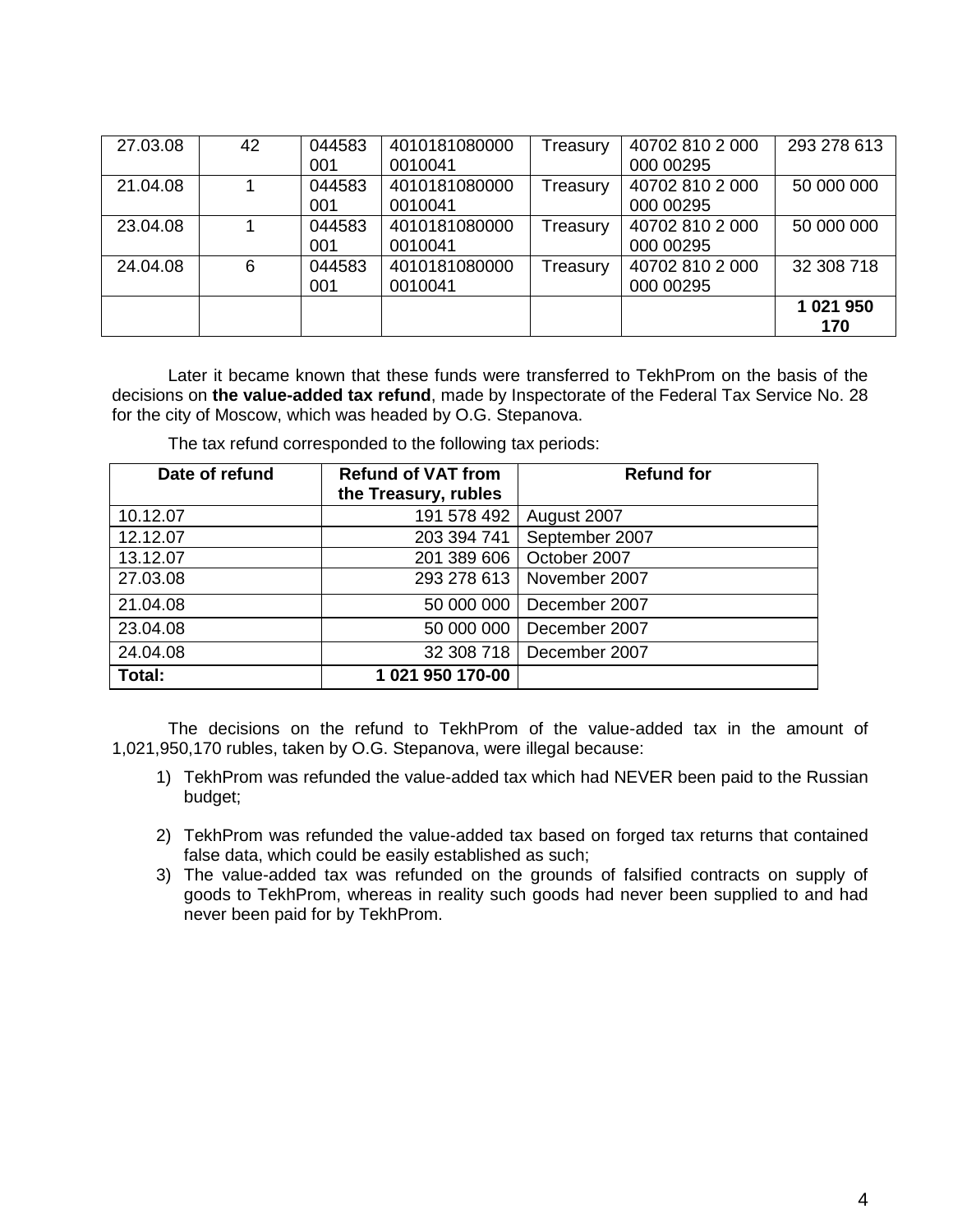| | | | | | | |
|---|---|---|---|---|---|---|
| 27.03.08 | 42 | 044583 001 | 40101810800000010041 | Treasury | 40702 810 2 000 000 00295 | 293 278 613 |
| 21.04.08 | 1 | 044583 001 | 40101810800000010041 | Treasury | 40702 810 2 000 000 00295 | 50 000 000 |
| 23.04.08 | 1 | 044583 001 | 40101810800000010041 | Treasury | 40702 810 2 000 000 00295 | 50 000 000 |
| 24.04.08 | 6 | 044583 001 | 40101810800000010041 | Treasury | 40702 810 2 000 000 00295 | 32 308 718 |
| | | | | | | **1 021 950 170** |

Later it became known that these funds were transferred to TekhProm on the basis of the decisions on **the value-added tax refund**, made by Inspectorate of the Federal Tax Service No. 28 for the city of Moscow, which was headed by O.G. Stepanova.

The tax refund corresponded to the following tax periods:

| Date of refund | Refund of VAT from the Treasury, rubles | Refund for |
|---|---|---|
| 10.12.07 | 191 578 492 | August 2007 |
| 12.12.07 | 203 394 741 | September 2007 |
| 13.12.07 | 201 389 606 | October 2007 |
| 27.03.08 | 293 278 613 | November 2007 |
| 21.04.08 | 50 000 000 | December 2007 |
| 23.04.08 | 50 000 000 | December 2007 |
| 24.04.08 | 32 308 718 | December 2007 |
| **Total:** | **1 021 950 170-00** | |

The decisions on the refund to TekhProm of the value-added tax in the amount of 1,021,950,170 rubles, taken by O.G. Stepanova, were illegal because:

1) TekhProm was refunded the value-added tax which had NEVER been paid to the Russian budget;

2) TekhProm was refunded the value-added tax based on forged tax returns that contained false data, which could be easily established as such;
3) The value-added tax was refunded on the grounds of falsified contracts on supply of goods to TekhProm, whereas in reality such goods had never been supplied to and had never been paid for by TekhProm.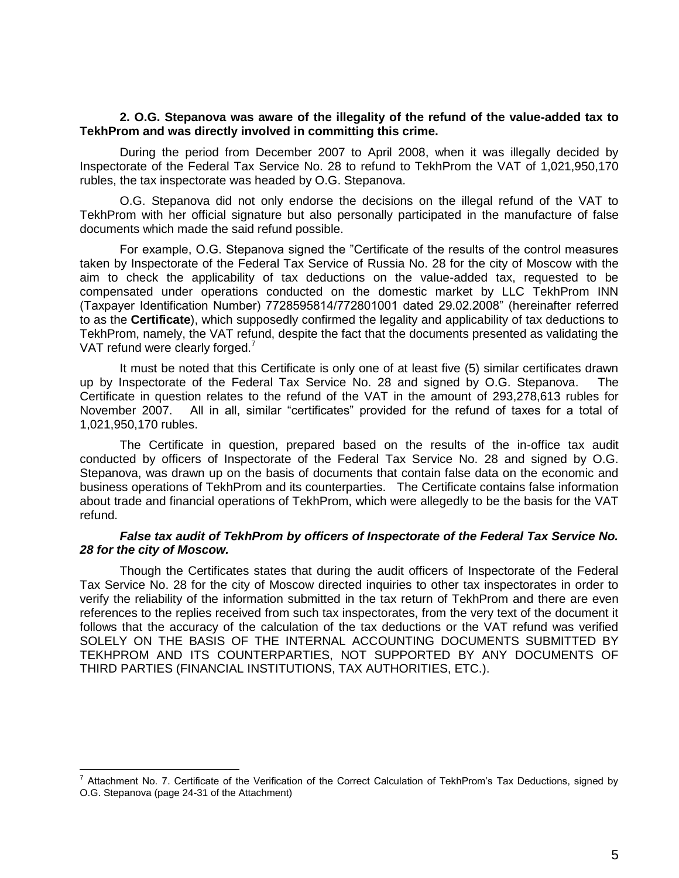**2. O.G. Stepanova was aware of the illegality of the refund of the value-added tax to TekhProm and was directly involved in committing this crime.**

During the period from December 2007 to April 2008, when it was illegally decided by Inspectorate of the Federal Tax Service No. 28 to refund to TekhProm the VAT of 1,021,950,170 rubles, the tax inspectorate was headed by O.G. Stepanova.

O.G. Stepanova did not only endorse the decisions on the illegal refund of the VAT to TekhProm with her official signature but also personally participated in the manufacture of false documents which made the said refund possible.

For example, O.G. Stepanova signed the "Certificate of the results of the control measures taken by Inspectorate of the Federal Tax Service of Russia No. 28 for the city of Moscow with the aim to check the applicability of tax deductions on the value-added tax, requested to be compensated under operations conducted on the domestic market by LLC TekhProm INN (Taxpayer Identification Number) 7728595814/772801001 dated 29.02.2008" (hereinafter referred to as the **Certificate**), which supposedly confirmed the legality and applicability of tax deductions to TekhProm, namely, the VAT refund, despite the fact that the documents presented as validating the VAT refund were clearly forged.[7]

It must be noted that this Certificate is only one of at least five (5) similar certificates drawn up by Inspectorate of the Federal Tax Service No. 28 and signed by O.G. Stepanova. The Certificate in question relates to the refund of the VAT in the amount of 293,278,613 rubles for November 2007. All in all, similar "certificates" provided for the refund of taxes for a total of 1,021,950,170 rubles.

The Certificate in question, prepared based on the results of the in-office tax audit conducted by officers of Inspectorate of the Federal Tax Service No. 28 and signed by O.G. Stepanova, was drawn up on the basis of documents that contain false data on the economic and business operations of TekhProm and its counterparties. The Certificate contains false information about trade and financial operations of TekhProm, which were allegedly to be the basis for the VAT refund.

***False tax audit of TekhProm by officers of Inspectorate of the Federal Tax Service No. 28 for the city of Moscow.***

Though the Certificates states that during the audit officers of Inspectorate of the Federal Tax Service No. 28 for the city of Moscow directed inquiries to other tax inspectorates in order to verify the reliability of the information submitted in the tax return of TekhProm and there are even references to the replies received from such tax inspectorates, from the very text of the document it follows that the accuracy of the calculation of the tax deductions or the VAT refund was verified SOLELY ON THE BASIS OF THE INTERNAL ACCOUNTING DOCUMENTS SUBMITTED BY TEKHPROM AND ITS COUNTERPARTIES, NOT SUPPORTED BY ANY DOCUMENTS OF THIRD PARTIES (FINANCIAL INSTITUTIONS, TAX AUTHORITIES, ETC.).

---

[7] Attachment No. 7. Certificate of the Verification of the Correct Calculation of TekhProm's Tax Deductions, signed by O.G. Stepanova (page 24-31 of the Attachment)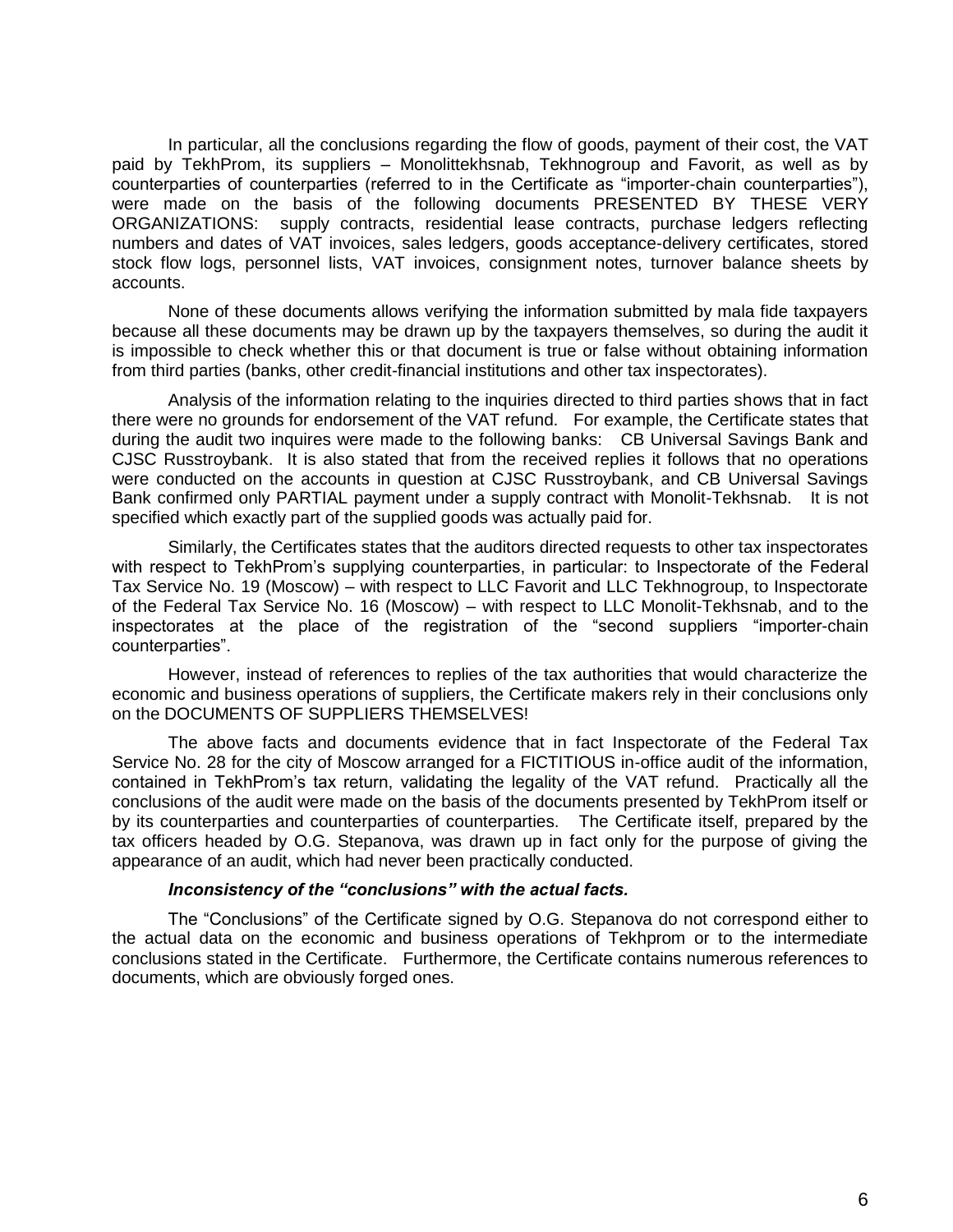In particular, all the conclusions regarding the flow of goods, payment of their cost, the VAT paid by TekhProm, its suppliers – Monolittekhsnab, Tekhnogroup and Favorit, as well as by counterparties of counterparties (referred to in the Certificate as "importer-chain counterparties"), were made on the basis of the following documents PRESENTED BY THESE VERY ORGANIZATIONS: supply contracts, residential lease contracts, purchase ledgers reflecting numbers and dates of VAT invoices, sales ledgers, goods acceptance-delivery certificates, stored stock flow logs, personnel lists, VAT invoices, consignment notes, turnover balance sheets by accounts.

None of these documents allows verifying the information submitted by mala fide taxpayers because all these documents may be drawn up by the taxpayers themselves, so during the audit it is impossible to check whether this or that document is true or false without obtaining information from third parties (banks, other credit-financial institutions and other tax inspectorates).

Analysis of the information relating to the inquiries directed to third parties shows that in fact there were no grounds for endorsement of the VAT refund. For example, the Certificate states that during the audit two inquires were made to the following banks: CB Universal Savings Bank and CJSC Russtroybank. It is also stated that from the received replies it follows that no operations were conducted on the accounts in question at CJSC Russtroybank, and CB Universal Savings Bank confirmed only PARTIAL payment under a supply contract with Monolit-Tekhsnab. It is not specified which exactly part of the supplied goods was actually paid for.

Similarly, the Certificates states that the auditors directed requests to other tax inspectorates with respect to TekhProm's supplying counterparties, in particular: to Inspectorate of the Federal Tax Service No. 19 (Moscow) – with respect to LLC Favorit and LLC Tekhnogroup, to Inspectorate of the Federal Tax Service No. 16 (Moscow) – with respect to LLC Monolit-Tekhsnab, and to the inspectorates at the place of the registration of the "second suppliers "importer-chain counterparties".

However, instead of references to replies of the tax authorities that would characterize the economic and business operations of suppliers, the Certificate makers rely in their conclusions only on the DOCUMENTS OF SUPPLIERS THEMSELVES!

The above facts and documents evidence that in fact Inspectorate of the Federal Tax Service No. 28 for the city of Moscow arranged for a FICTITIOUS in-office audit of the information, contained in TekhProm's tax return, validating the legality of the VAT refund. Practically all the conclusions of the audit were made on the basis of the documents presented by TekhProm itself or by its counterparties and counterparties of counterparties. The Certificate itself, prepared by the tax officers headed by O.G. Stepanova, was drawn up in fact only for the purpose of giving the appearance of an audit, which had never been practically conducted.

***Inconsistency of the "conclusions" with the actual facts.***

The "Conclusions" of the Certificate signed by O.G. Stepanova do not correspond either to the actual data on the economic and business operations of Tekhprom or to the intermediate conclusions stated in the Certificate. Furthermore, the Certificate contains numerous references to documents, which are obviously forged ones.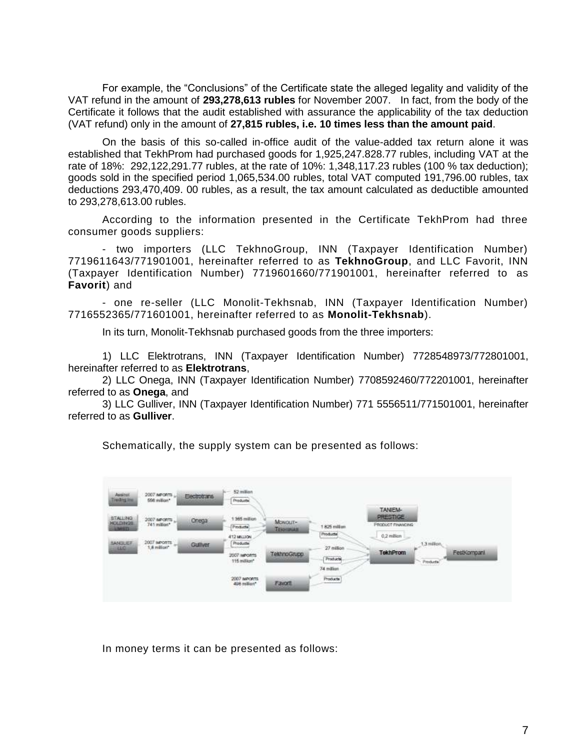For example, the "Conclusions" of the Certificate state the alleged legality and validity of the VAT refund in the amount of **293,278,613 rubles** for November 2007. In fact, from the body of the Certificate it follows that the audit established with assurance the applicability of the tax deduction (VAT refund) only in the amount of **27,815 rubles, i.e. 10 times less than the amount paid**.

On the basis of this so-called in-office audit of the value-added tax return alone it was established that TekhProm had purchased goods for 1,925,247.828.77 rubles, including VAT at the rate of 18%: 292,122,291.77 rubles, at the rate of 10%: 1,348,117.23 rubles (100 % tax deduction); goods sold in the specified period 1,065,534.00 rubles, total VAT computed 191,796.00 rubles, tax deductions 293,470,409. 00 rubles, as a result, the tax amount calculated as deductible amounted to 293,278,613.00 rubles.

According to the information presented in the Certificate TekhProm had three consumer goods suppliers:

- two importers (LLC TekhnoGroup, INN (Taxpayer Identification Number) 7719611643/771901001, hereinafter referred to as **TekhnoGroup**, and LLC Favorit, INN (Taxpayer Identification Number) 7719601660/771901001, hereinafter referred to as **Favorit**) and

- one re-seller (LLC Monolit-Tekhsnab, INN (Taxpayer Identification Number) 7716552365/771601001, hereinafter referred to as **Monolit-Tekhsnab**).

In its turn, Monolit-Tekhsnab purchased goods from the three importers:

1) LLC Elektrotrans, INN (Taxpayer Identification Number) 7728548973/772801001, hereinafter referred to as **Elektrotrans**,
2) LLC Onega, INN (Taxpayer Identification Number) 7708592460/772201001, hereinafter referred to as **Onega**, and
3) LLC Gulliver, INN (Taxpayer Identification Number) 771 5556511/771501001, hereinafter referred to as **Gulliver**.

Schematically, the supply system can be presented as follows:

In money terms it can be presented as follows: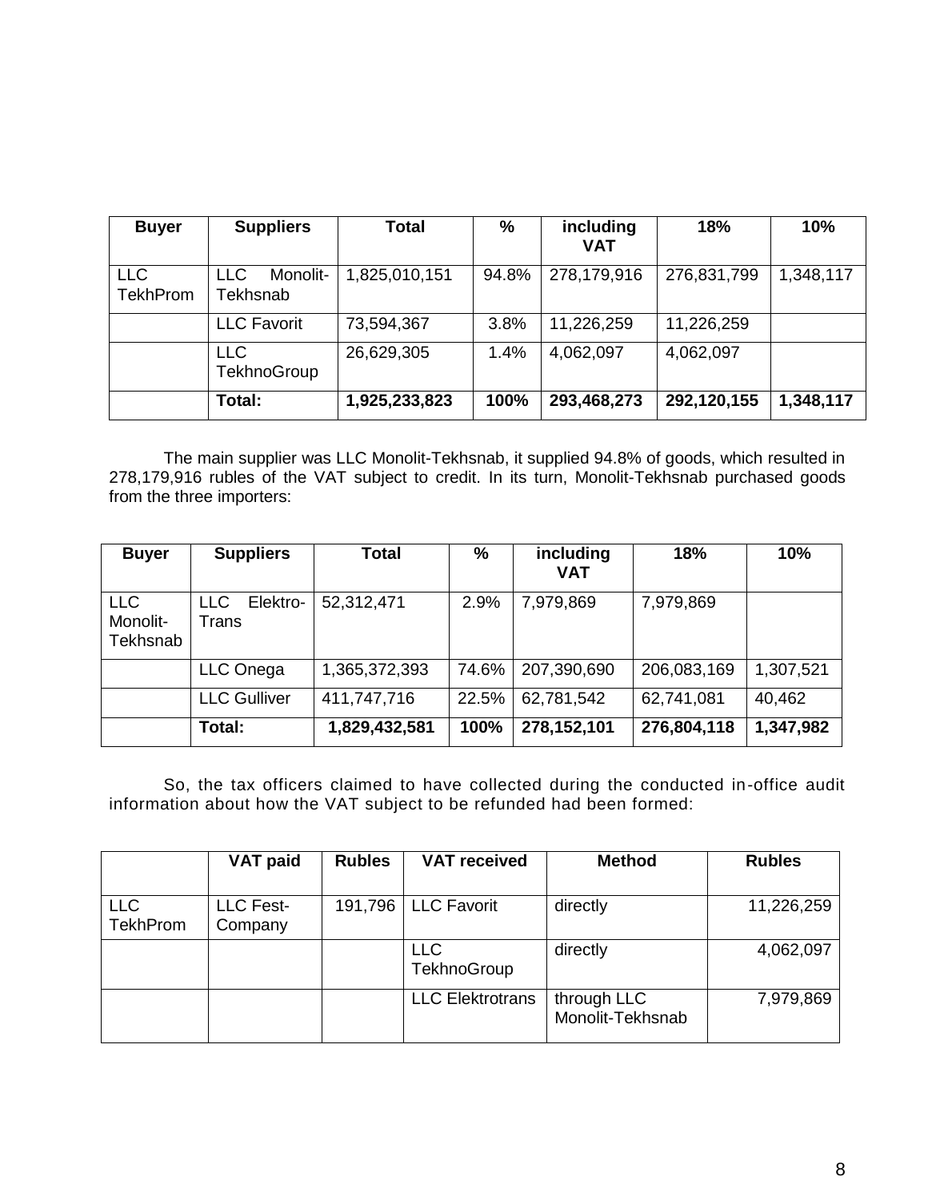| Buyer | Suppliers | Total | % | including VAT | 18% | 10% |
|---|---|---|---|---|---|---|
| LLC TekhProm | LLC Monolit-Tekhsnab | 1,825,010,151 | 94.8% | 278,179,916 | 276,831,799 | 1,348,117 |
| | LLC Favorit | 73,594,367 | 3.8% | 11,226,259 | 11,226,259 | |
| | LLC TekhnoGroup | 26,629,305 | 1.4% | 4,062,097 | 4,062,097 | |
| | **Total:** | **1,925,233,823** | **100%** | **293,468,273** | **292,120,155** | **1,348,117** |

The main supplier was LLC Monolit-Tekhsnab, it supplied 94.8% of goods, which resulted in 278,179,916 rubles of the VAT subject to credit. In its turn, Monolit-Tekhsnab purchased goods from the three importers:

| Buyer | Suppliers | Total | % | including VAT | 18% | 10% |
|---|---|---|---|---|---|---|
| LLC Monolit-Tekhsnab | LLC Elektro-Trans | 52,312,471 | 2.9% | 7,979,869 | 7,979,869 | |
| | LLC Onega | 1,365,372,393 | 74.6% | 207,390,690 | 206,083,169 | 1,307,521 |
| | LLC Gulliver | 411,747,716 | 22.5% | 62,781,542 | 62,741,081 | 40,462 |
| | **Total:** | **1,829,432,581** | **100%** | **278,152,101** | **276,804,118** | **1,347,982** |

So, the tax officers claimed to have collected during the conducted in-office audit information about how the VAT subject to be refunded had been formed:

| | VAT paid | Rubles | VAT received | Method | Rubles |
|---|---|---|---|---|---|
| LLC TekhProm | LLC Fest-Company | 191,796 | LLC Favorit | directly | 11,226,259 |
| | | | LLC TekhnoGroup | directly | 4,062,097 |
| | | | LLC Elektrotrans | through LLC Monolit-Tekhsnab | 7,979,869 |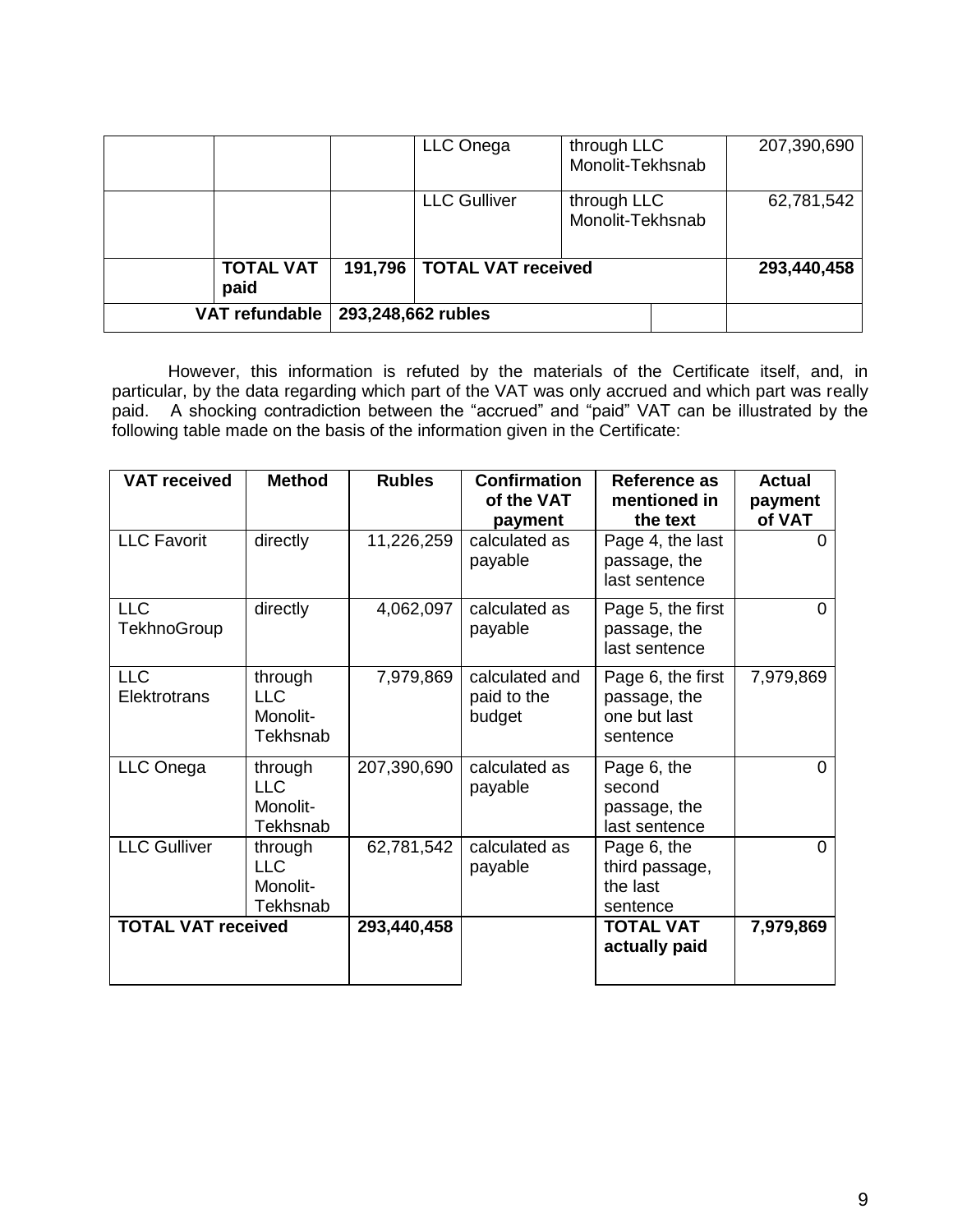| | | | LLC Onega | through LLC Monolit-Tekhsnab | | 207,390,690 |
|---|---|---|---|---|---|---|
| | | | LLC Gulliver | through LLC Monolit-Tekhsnab | | 62,781,542 |
| | **TOTAL VAT paid** | **191,796** | **TOTAL VAT received** | | | **293,440,458** |
| **VAT refundable** | | **293,248,662 rubles** | | | | |

However, this information is refuted by the materials of the Certificate itself, and, in particular, by the data regarding which part of the VAT was only accrued and which part was really paid. A shocking contradiction between the "accrued" and "paid" VAT can be illustrated by the following table made on the basis of the information given in the Certificate:

| VAT received | Method | Rubles | Confirmation of the VAT payment | Reference as mentioned in the text | Actual payment of VAT |
|---|---|---|---|---|---|
| LLC Favorit | directly | 11,226,259 | calculated as payable | Page 4, the last passage, the last sentence | 0 |
| LLC TekhnoGroup | directly | 4,062,097 | calculated as payable | Page 5, the first passage, the last sentence | 0 |
| LLC Elektrotrans | through LLC Monolit-Tekhsnab | 7,979,869 | calculated and paid to the budget | Page 6, the first passage, the one but last sentence | 7,979,869 |
| LLC Onega | through LLC Monolit-Tekhsnab | 207,390,690 | calculated as payable | Page 6, the second passage, the last sentence | 0 |
| LLC Gulliver | through LLC Monolit-Tekhsnab | 62,781,542 | calculated as payable | Page 6, the third passage, the last sentence | 0 |
| **TOTAL VAT received** | | **293,440,458** | | **TOTAL VAT actually paid** | **7,979,869** |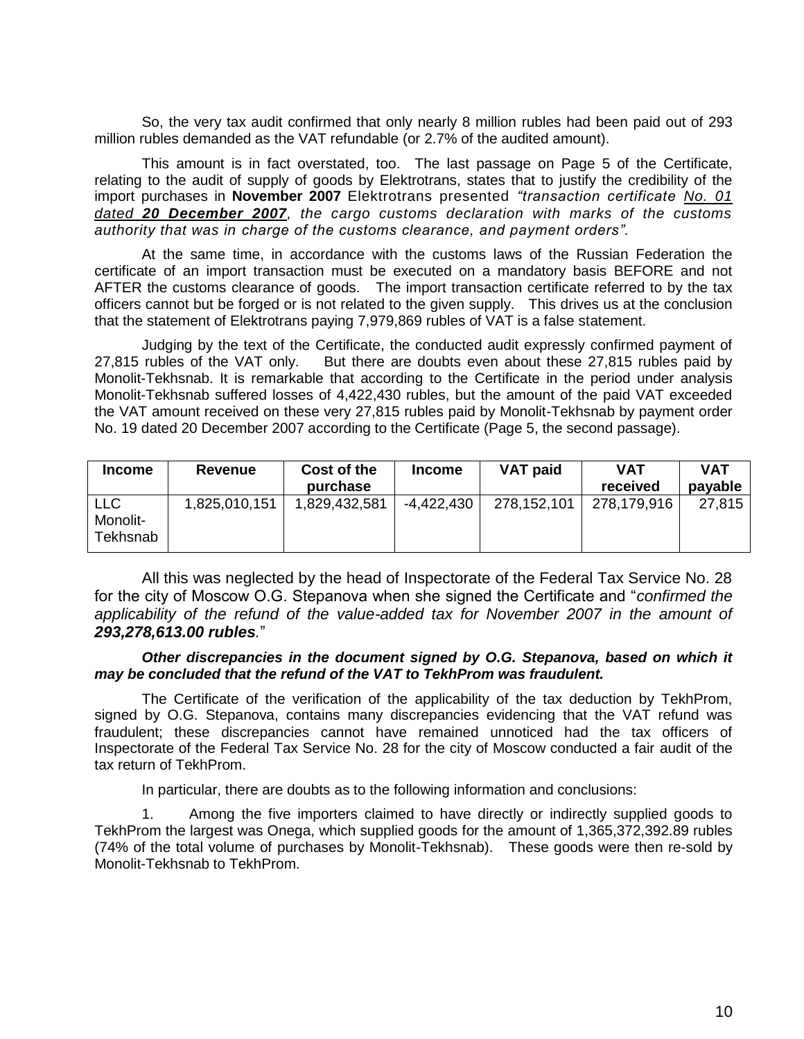So, the very tax audit confirmed that only nearly 8 million rubles had been paid out of 293 million rubles demanded as the VAT refundable (or 2.7% of the audited amount).

This amount is in fact overstated, too. The last passage on Page 5 of the Certificate, relating to the audit of supply of goods by Elektrotrans, states that to justify the credibility of the import purchases in **November 2007** Elektrotrans presented *"transaction certificate <u>No. 01 dated **20 December 2007**</u>, the cargo customs declaration with marks of the customs authority that was in charge of the customs clearance, and payment orders"*.

At the same time, in accordance with the customs laws of the Russian Federation the certificate of an import transaction must be executed on a mandatory basis BEFORE and not AFTER the customs clearance of goods. The import transaction certificate referred to by the tax officers cannot but be forged or is not related to the given supply. This drives us at the conclusion that the statement of Elektrotrans paying 7,979,869 rubles of VAT is a false statement.

Judging by the text of the Certificate, the conducted audit expressly confirmed payment of 27,815 rubles of the VAT only. But there are doubts even about these 27,815 rubles paid by Monolit-Tekhsnab. It is remarkable that according to the Certificate in the period under analysis Monolit-Tekhsnab suffered losses of 4,422,430 rubles, but the amount of the paid VAT exceeded the VAT amount received on these very 27,815 rubles paid by Monolit-Tekhsnab by payment order No. 19 dated 20 December 2007 according to the Certificate (Page 5, the second passage).

| Income | Revenue | Cost of the purchase | Income | VAT paid | VAT received | VAT payable |
|---|---|---|---|---|---|---|
| LLC Monolit-Tekhsnab | 1,825,010,151 | 1,829,432,581 | -4,422,430 | 278,152,101 | 278,179,916 | 27,815 |

All this was neglected by the head of Inspectorate of the Federal Tax Service No. 28 for the city of Moscow O.G. Stepanova when she signed the Certificate and "*confirmed the applicability of the refund of the value-added tax for November 2007 in the amount of **293,278,613.00 rubles**.*"

***Other discrepancies in the document signed by O.G. Stepanova, based on which it may be concluded that the refund of the VAT to TekhProm was fraudulent.***

The Certificate of the verification of the applicability of the tax deduction by TekhProm, signed by O.G. Stepanova, contains many discrepancies evidencing that the VAT refund was fraudulent; these discrepancies cannot have remained unnoticed had the tax officers of Inspectorate of the Federal Tax Service No. 28 for the city of Moscow conducted a fair audit of the tax return of TekhProm.

In particular, there are doubts as to the following information and conclusions:

1. Among the five importers claimed to have directly or indirectly supplied goods to TekhProm the largest was Onega, which supplied goods for the amount of 1,365,372,392.89 rubles (74% of the total volume of purchases by Monolit-Tekhsnab). These goods were then re-sold by Monolit-Tekhsnab to TekhProm.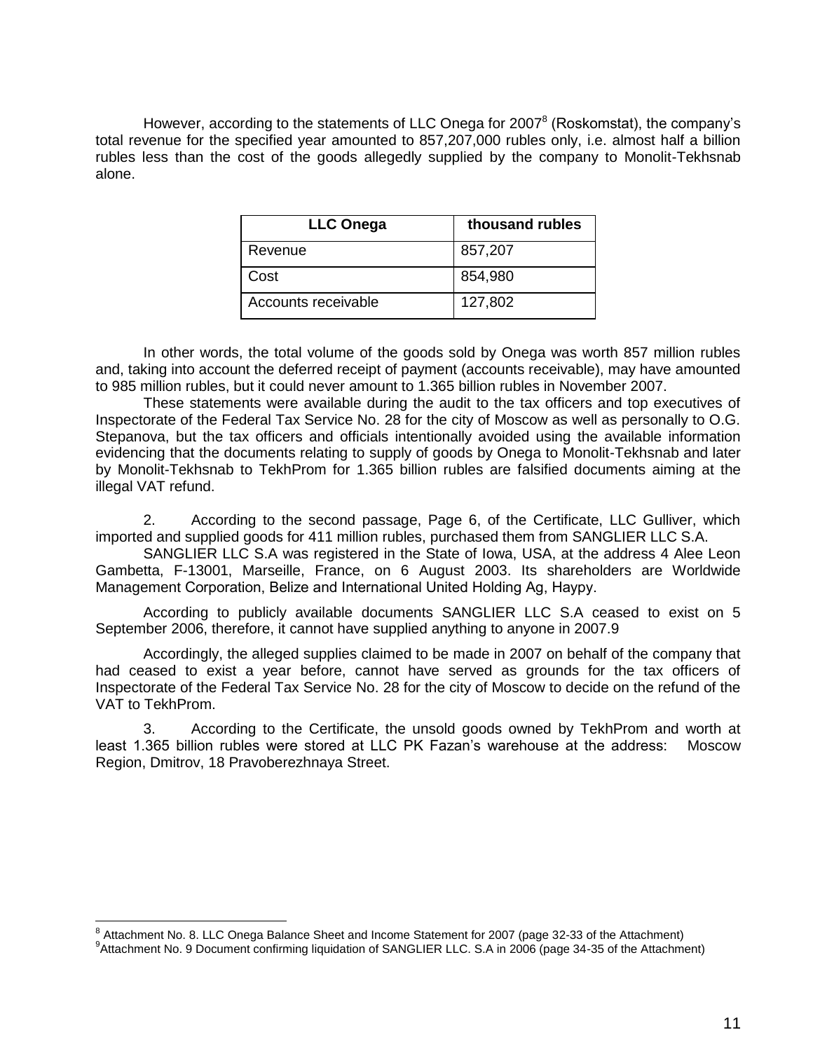However, according to the statements of LLC Onega for 2007[8] (Roskomstat), the company's total revenue for the specified year amounted to 857,207,000 rubles only, i.e. almost half a billion rubles less than the cost of the goods allegedly supplied by the company to Monolit-Tekhsnab alone.

| LLC Onega | thousand rubles |
|---|---|
| Revenue | 857,207 |
| Cost | 854,980 |
| Accounts receivable | 127,802 |

In other words, the total volume of the goods sold by Onega was worth 857 million rubles and, taking into account the deferred receipt of payment (accounts receivable), may have amounted to 985 million rubles, but it could never amount to 1.365 billion rubles in November 2007.

These statements were available during the audit to the tax officers and top executives of Inspectorate of the Federal Tax Service No. 28 for the city of Moscow as well as personally to O.G. Stepanova, but the tax officers and officials intentionally avoided using the available information evidencing that the documents relating to supply of goods by Onega to Monolit-Tekhsnab and later by Monolit-Tekhsnab to TekhProm for 1.365 billion rubles are falsified documents aiming at the illegal VAT refund.

2. According to the second passage, Page 6, of the Certificate, LLC Gulliver, which imported and supplied goods for 411 million rubles, purchased them from SANGLIER LLC S.A.

SANGLIER LLC S.A was registered in the State of Iowa, USA, at the address 4 Alee Leon Gambetta, F-13001, Marseille, France, on 6 August 2003. Its shareholders are Worldwide Management Corporation, Belize and International United Holding Ag, Haypy.

According to publicly available documents SANGLIER LLC S.A ceased to exist on 5 September 2006, therefore, it cannot have supplied anything to anyone in 2007.9

Accordingly, the alleged supplies claimed to be made in 2007 on behalf of the company that had ceased to exist a year before, cannot have served as grounds for the tax officers of Inspectorate of the Federal Tax Service No. 28 for the city of Moscow to decide on the refund of the VAT to TekhProm.

3. According to the Certificate, the unsold goods owned by TekhProm and worth at least 1.365 billion rubles were stored at LLC PK Fazan's warehouse at the address: Moscow Region, Dmitrov, 18 Pravoberezhnaya Street.

[8] Attachment No. 8. LLC Onega Balance Sheet and Income Statement for 2007 (page 32-33 of the Attachment)

[9] Attachment No. 9 Document confirming liquidation of SANGLIER LLC. S.A in 2006 (page 34-35 of the Attachment)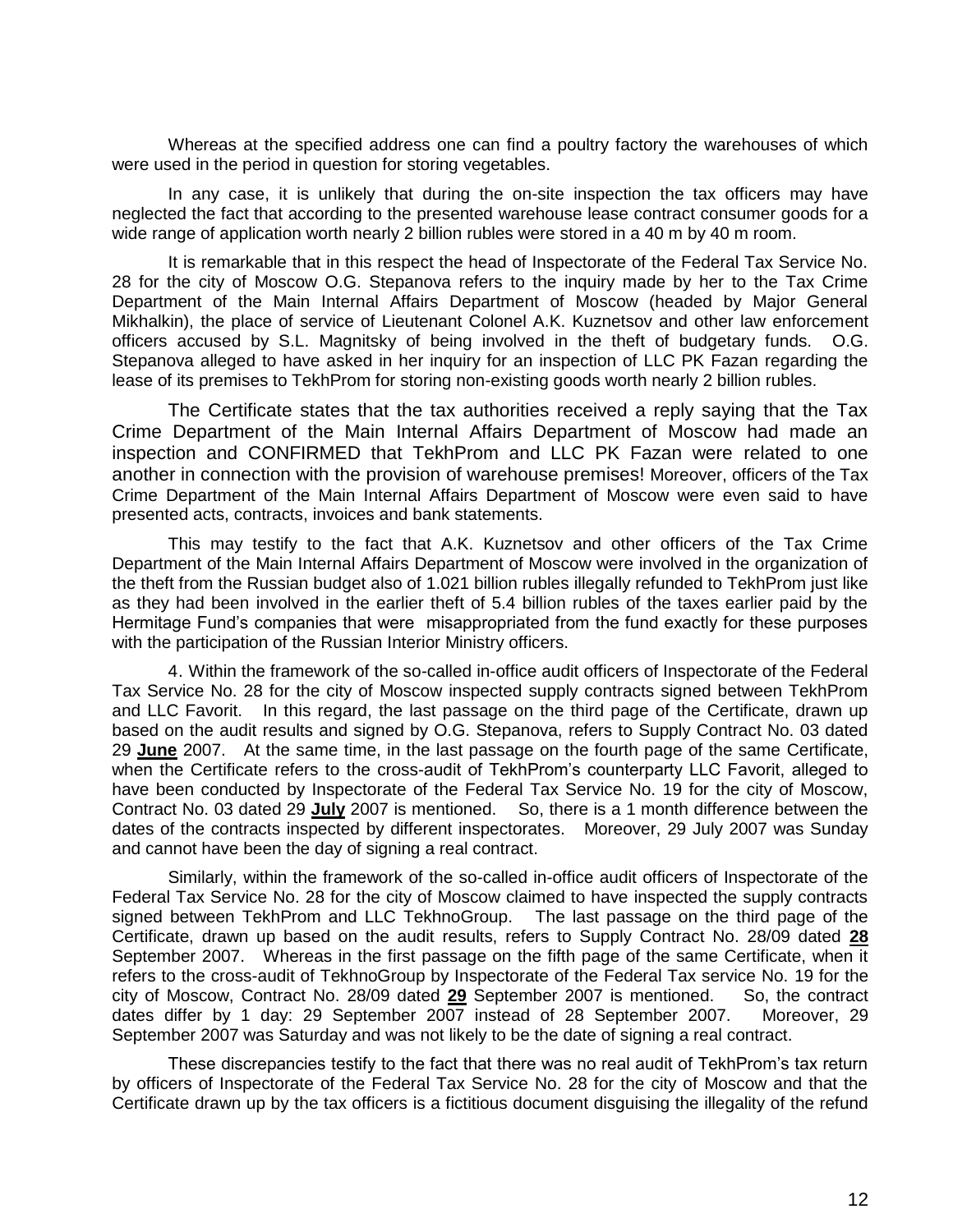Whereas at the specified address one can find a poultry factory the warehouses of which were used in the period in question for storing vegetables.

In any case, it is unlikely that during the on-site inspection the tax officers may have neglected the fact that according to the presented warehouse lease contract consumer goods for a wide range of application worth nearly 2 billion rubles were stored in a 40 m by 40 m room.

It is remarkable that in this respect the head of Inspectorate of the Federal Tax Service No. 28 for the city of Moscow O.G. Stepanova refers to the inquiry made by her to the Tax Crime Department of the Main Internal Affairs Department of Moscow (headed by Major General Mikhalkin), the place of service of Lieutenant Colonel A.K. Kuznetsov and other law enforcement officers accused by S.L. Magnitsky of being involved in the theft of budgetary funds. O.G. Stepanova alleged to have asked in her inquiry for an inspection of LLC PK Fazan regarding the lease of its premises to TekhProm for storing non-existing goods worth nearly 2 billion rubles.

The Certificate states that the tax authorities received a reply saying that the Tax Crime Department of the Main Internal Affairs Department of Moscow had made an inspection and CONFIRMED that TekhProm and LLC PK Fazan were related to one another in connection with the provision of warehouse premises! Moreover, officers of the Tax Crime Department of the Main Internal Affairs Department of Moscow were even said to have presented acts, contracts, invoices and bank statements.

This may testify to the fact that A.K. Kuznetsov and other officers of the Tax Crime Department of the Main Internal Affairs Department of Moscow were involved in the organization of the theft from the Russian budget also of 1.021 billion rubles illegally refunded to TekhProm just like as they had been involved in the earlier theft of 5.4 billion rubles of the taxes earlier paid by the Hermitage Fund's companies that were misappropriated from the fund exactly for these purposes with the participation of the Russian Interior Ministry officers.

4. Within the framework of the so-called in-office audit officers of Inspectorate of the Federal Tax Service No. 28 for the city of Moscow inspected supply contracts signed between TekhProm and LLC Favorit. In this regard, the last passage on the third page of the Certificate, drawn up based on the audit results and signed by O.G. Stepanova, refers to Supply Contract No. 03 dated 29 **June** 2007. At the same time, in the last passage on the fourth page of the same Certificate, when the Certificate refers to the cross-audit of TekhProm's counterparty LLC Favorit, alleged to have been conducted by Inspectorate of the Federal Tax Service No. 19 for the city of Moscow, Contract No. 03 dated 29 **July** 2007 is mentioned. So, there is a 1 month difference between the dates of the contracts inspected by different inspectorates. Moreover, 29 July 2007 was Sunday and cannot have been the day of signing a real contract.

Similarly, within the framework of the so-called in-office audit officers of Inspectorate of the Federal Tax Service No. 28 for the city of Moscow claimed to have inspected the supply contracts signed between TekhProm and LLC TekhnoGroup. The last passage on the third page of the Certificate, drawn up based on the audit results, refers to Supply Contract No. 28/09 dated **28** September 2007. Whereas in the first passage on the fifth page of the same Certificate, when it refers to the cross-audit of TekhnoGroup by Inspectorate of the Federal Tax service No. 19 for the city of Moscow, Contract No. 28/09 dated **29** September 2007 is mentioned. So, the contract dates differ by 1 day: 29 September 2007 instead of 28 September 2007. Moreover, 29 September 2007 was Saturday and was not likely to be the date of signing a real contract.

These discrepancies testify to the fact that there was no real audit of TekhProm's tax return by officers of Inspectorate of the Federal Tax Service No. 28 for the city of Moscow and that the Certificate drawn up by the tax officers is a fictitious document disguising the illegality of the refund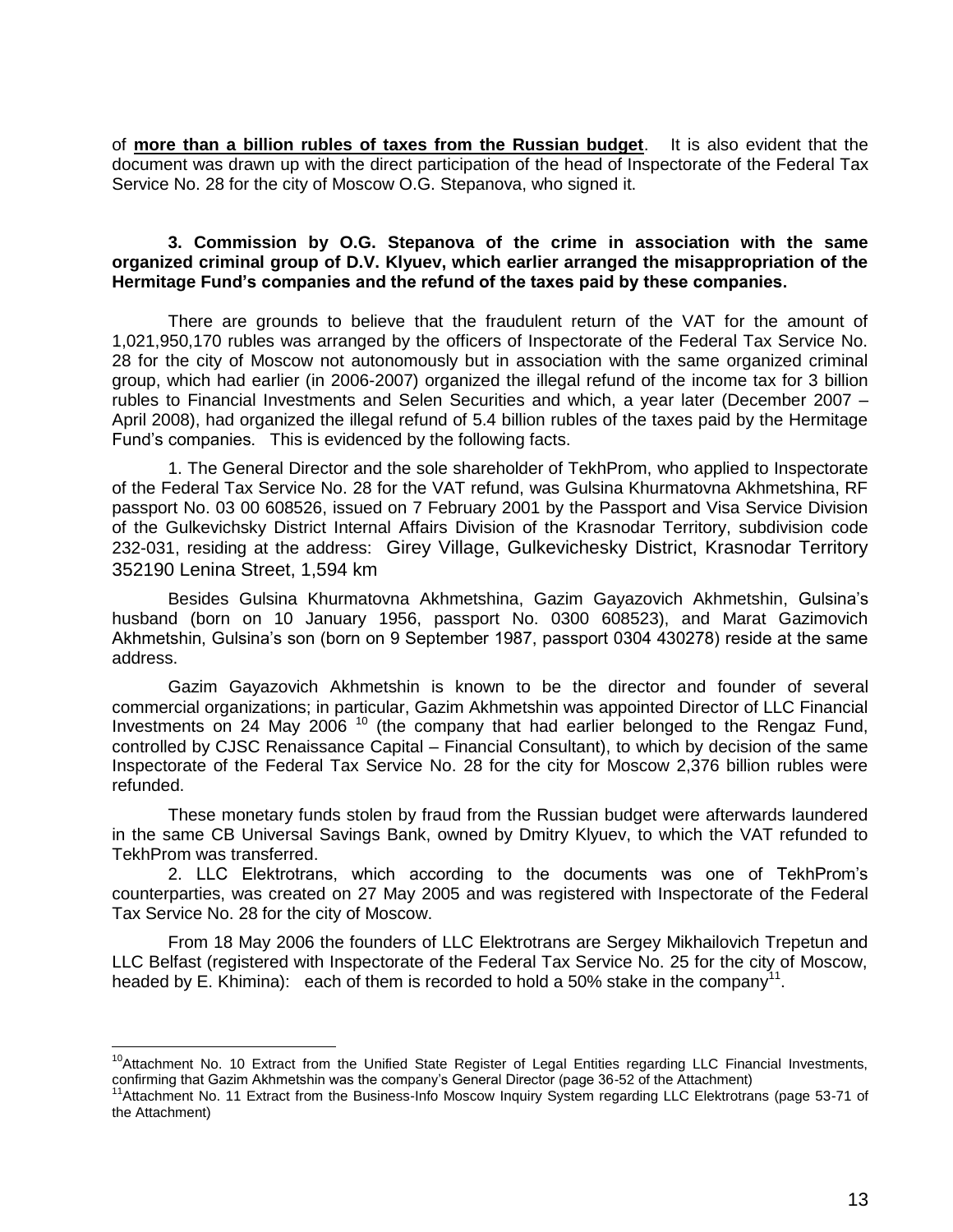of **more than a billion rubles of taxes from the Russian budget**. It is also evident that the document was drawn up with the direct participation of the head of Inspectorate of the Federal Tax Service No. 28 for the city of Moscow O.G. Stepanova, who signed it.

**3. Commission by O.G. Stepanova of the crime in association with the same organized criminal group of D.V. Klyuev, which earlier arranged the misappropriation of the Hermitage Fund's companies and the refund of the taxes paid by these companies.**

There are grounds to believe that the fraudulent return of the VAT for the amount of 1,021,950,170 rubles was arranged by the officers of Inspectorate of the Federal Tax Service No. 28 for the city of Moscow not autonomously but in association with the same organized criminal group, which had earlier (in 2006-2007) organized the illegal refund of the income tax for 3 billion rubles to Financial Investments and Selen Securities and which, a year later (December 2007 – April 2008), had organized the illegal refund of 5.4 billion rubles of the taxes paid by the Hermitage Fund's companies. This is evidenced by the following facts.

1. The General Director and the sole shareholder of TekhProm, who applied to Inspectorate of the Federal Tax Service No. 28 for the VAT refund, was Gulsina Khurmatovna Akhmetshina, RF passport No. 03 00 608526, issued on 7 February 2001 by the Passport and Visa Service Division of the Gulkevichsky District Internal Affairs Division of the Krasnodar Territory, subdivision code 232-031, residing at the address: Girey Village, Gulkevichesky District, Krasnodar Territory 352190 Lenina Street, 1,594 km

Besides Gulsina Khurmatovna Akhmetshina, Gazim Gayazovich Akhmetshin, Gulsina's husband (born on 10 January 1956, passport No. 0300 608523), and Marat Gazimovich Akhmetshin, Gulsina's son (born on 9 September 1987, passport 0304 430278) reside at the same address.

Gazim Gayazovich Akhmetshin is known to be the director and founder of several commercial organizations; in particular, Gazim Akhmetshin was appointed Director of LLC Financial Investments on 24 May 2006 [10] (the company that had earlier belonged to the Rengaz Fund, controlled by CJSC Renaissance Capital – Financial Consultant), to which by decision of the same Inspectorate of the Federal Tax Service No. 28 for the city for Moscow 2,376 billion rubles were refunded.

These monetary funds stolen by fraud from the Russian budget were afterwards laundered in the same CB Universal Savings Bank, owned by Dmitry Klyuev, to which the VAT refunded to TekhProm was transferred.

2. LLC Elektrotrans, which according to the documents was one of TekhProm's counterparties, was created on 27 May 2005 and was registered with Inspectorate of the Federal Tax Service No. 28 for the city of Moscow.

From 18 May 2006 the founders of LLC Elektrotrans are Sergey Mikhailovich Trepetun and LLC Belfast (registered with Inspectorate of the Federal Tax Service No. 25 for the city of Moscow, headed by E. Khimina): each of them is recorded to hold a 50% stake in the company[11].

---

[10] Attachment No. 10 Extract from the Unified State Register of Legal Entities regarding LLC Financial Investments, confirming that Gazim Akhmetshin was the company's General Director (page 36-52 of the Attachment)

[11] Attachment No. 11 Extract from the Business-Info Moscow Inquiry System regarding LLC Elektrotrans (page 53-71 of the Attachment)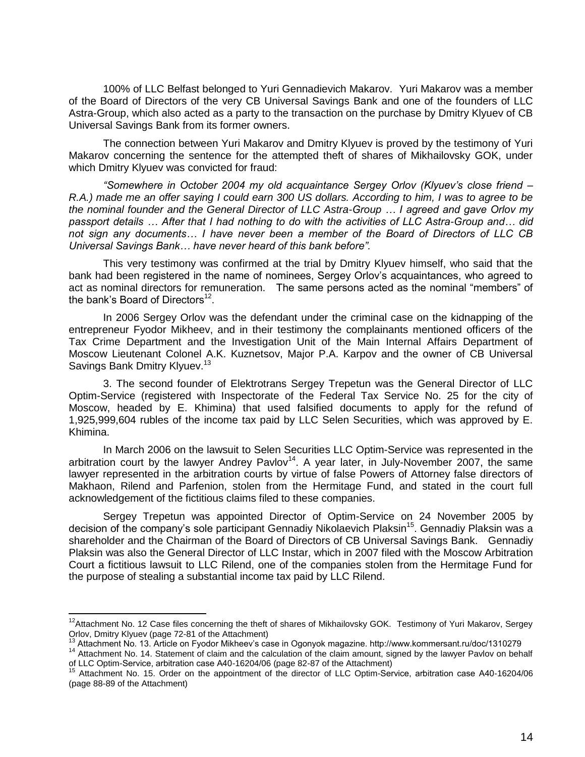100% of LLC Belfast belonged to Yuri Gennadievich Makarov. Yuri Makarov was a member of the Board of Directors of the very CB Universal Savings Bank and one of the founders of LLC Astra-Group, which also acted as a party to the transaction on the purchase by Dmitry Klyuev of CB Universal Savings Bank from its former owners.

The connection between Yuri Makarov and Dmitry Klyuev is proved by the testimony of Yuri Makarov concerning the sentence for the attempted theft of shares of Mikhailovsky GOK, under which Dmitry Klyuev was convicted for fraud:

*"Somewhere in October 2004 my old acquaintance Sergey Orlov (Klyuev's close friend – R.A.) made me an offer saying I could earn 300 US dollars. According to him, I was to agree to be the nominal founder and the General Director of LLC Astra-Group … I agreed and gave Orlov my passport details … After that I had nothing to do with the activities of LLC Astra-Group and… did not sign any documents… I have never been a member of the Board of Directors of LLC CB Universal Savings Bank… have never heard of this bank before".*

This very testimony was confirmed at the trial by Dmitry Klyuev himself, who said that the bank had been registered in the name of nominees, Sergey Orlov's acquaintances, who agreed to act as nominal directors for remuneration. The same persons acted as the nominal "members" of the bank's Board of Directors[12].

In 2006 Sergey Orlov was the defendant under the criminal case on the kidnapping of the entrepreneur Fyodor Mikheev, and in their testimony the complainants mentioned officers of the Tax Crime Department and the Investigation Unit of the Main Internal Affairs Department of Moscow Lieutenant Colonel A.K. Kuznetsov, Major P.A. Karpov and the owner of CB Universal Savings Bank Dmitry Klyuev.[13]

3. The second founder of Elektrotrans Sergey Trepetun was the General Director of LLC Optim-Service (registered with Inspectorate of the Federal Tax Service No. 25 for the city of Moscow, headed by E. Khimina) that used falsified documents to apply for the refund of 1,925,999,604 rubles of the income tax paid by LLC Selen Securities, which was approved by E. Khimina.

In March 2006 on the lawsuit to Selen Securities LLC Optim-Service was represented in the arbitration court by the lawyer Andrey Pavlov[14]. A year later, in July-November 2007, the same lawyer represented in the arbitration courts by virtue of false Powers of Attorney false directors of Makhaon, Rilend and Parfenion, stolen from the Hermitage Fund, and stated in the court full acknowledgement of the fictitious claims filed to these companies.

Sergey Trepetun was appointed Director of Optim-Service on 24 November 2005 by decision of the company's sole participant Gennadiy Nikolaevich Plaksin[15]. Gennadiy Plaksin was a shareholder and the Chairman of the Board of Directors of CB Universal Savings Bank. Gennadiy Plaksin was also the General Director of LLC Instar, which in 2007 filed with the Moscow Arbitration Court a fictitious lawsuit to LLC Rilend, one of the companies stolen from the Hermitage Fund for the purpose of stealing a substantial income tax paid by LLC Rilend.

---

[12] Attachment No. 12 Case files concerning the theft of shares of Mikhailovsky GOK. Testimony of Yuri Makarov, Sergey Orlov, Dmitry Klyuev (page 72-81 of the Attachment)

[13] Attachment No. 13. Article on Fyodor Mikheev's case in Ogonyok magazine. http://www.kommersant.ru/doc/1310279

[14] Attachment No. 14. Statement of claim and the calculation of the claim amount, signed by the lawyer Pavlov on behalf of LLC Optim-Service, arbitration case A40-16204/06 (page 82-87 of the Attachment)

[15] Attachment No. 15. Order on the appointment of the director of LLC Optim-Service, arbitration case A40-16204/06 (page 88-89 of the Attachment)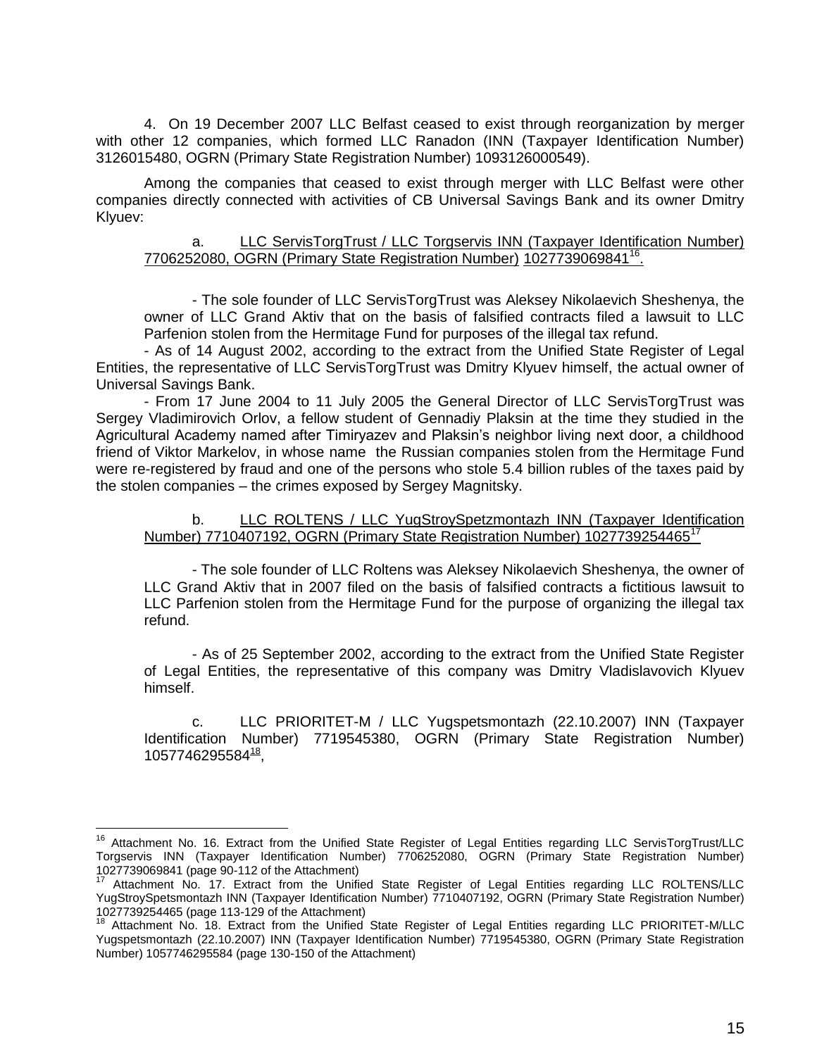4. On 19 December 2007 LLC Belfast ceased to exist through reorganization by merger with other 12 companies, which formed LLC Ranadon (INN (Taxpayer Identification Number) 3126015480, OGRN (Primary State Registration Number) 1093126000549).

Among the companies that ceased to exist through merger with LLC Belfast were other companies directly connected with activities of CB Universal Savings Bank and its owner Dmitry Klyuev:

a. LLC ServisTorgTrust / LLC Torgservis INN (Taxpayer Identification Number) 7706252080, OGRN (Primary State Registration Number) 1027739069841[16].

- The sole founder of LLC ServisTorgTrust was Aleksey Nikolaevich Sheshenya, the owner of LLC Grand Aktiv that on the basis of falsified contracts filed a lawsuit to LLC Parfenion stolen from the Hermitage Fund for purposes of the illegal tax refund.

- As of 14 August 2002, according to the extract from the Unified State Register of Legal Entities, the representative of LLC ServisTorgTrust was Dmitry Klyuev himself, the actual owner of Universal Savings Bank.

- From 17 June 2004 to 11 July 2005 the General Director of LLC ServisTorgTrust was Sergey Vladimirovich Orlov, a fellow student of Gennadiy Plaksin at the time they studied in the Agricultural Academy named after Timiryazev and Plaksin's neighbor living next door, a childhood friend of Viktor Markelov, in whose name the Russian companies stolen from the Hermitage Fund were re-registered by fraud and one of the persons who stole 5.4 billion rubles of the taxes paid by the stolen companies – the crimes exposed by Sergey Magnitsky.

b. LLC ROLTENS / LLC YugStroySpetzmontazh INN (Taxpayer Identification Number) 7710407192, OGRN (Primary State Registration Number) 1027739254465[17]

- The sole founder of LLC Roltens was Aleksey Nikolaevich Sheshenya, the owner of LLC Grand Aktiv that in 2007 filed on the basis of falsified contracts a fictitious lawsuit to LLC Parfenion stolen from the Hermitage Fund for the purpose of organizing the illegal tax refund.

- As of 25 September 2002, according to the extract from the Unified State Register of Legal Entities, the representative of this company was Dmitry Vladislavovich Klyuev himself.

c. LLC PRIORITET-M / LLC Yugspetsmontazh (22.10.2007) INN (Taxpayer Identification Number) 7719545380, OGRN (Primary State Registration Number) 1057746295584[18],

---

[16] Attachment No. 16. Extract from the Unified State Register of Legal Entities regarding LLC ServisTorgTrust/LLC Torgservis INN (Taxpayer Identification Number) 7706252080, OGRN (Primary State Registration Number) 1027739069841 (page 90-112 of the Attachment)

[17] Attachment No. 17. Extract from the Unified State Register of Legal Entities regarding LLC ROLTENS/LLC YugStroySpetsmontazh INN (Taxpayer Identification Number) 7710407192, OGRN (Primary State Registration Number) 1027739254465 (page 113-129 of the Attachment)

[18] Attachment No. 18. Extract from the Unified State Register of Legal Entities regarding LLC PRIORITET-M/LLC Yugspetsmontazh (22.10.2007) INN (Taxpayer Identification Number) 7719545380, OGRN (Primary State Registration Number) 1057746295584 (page 130-150 of the Attachment)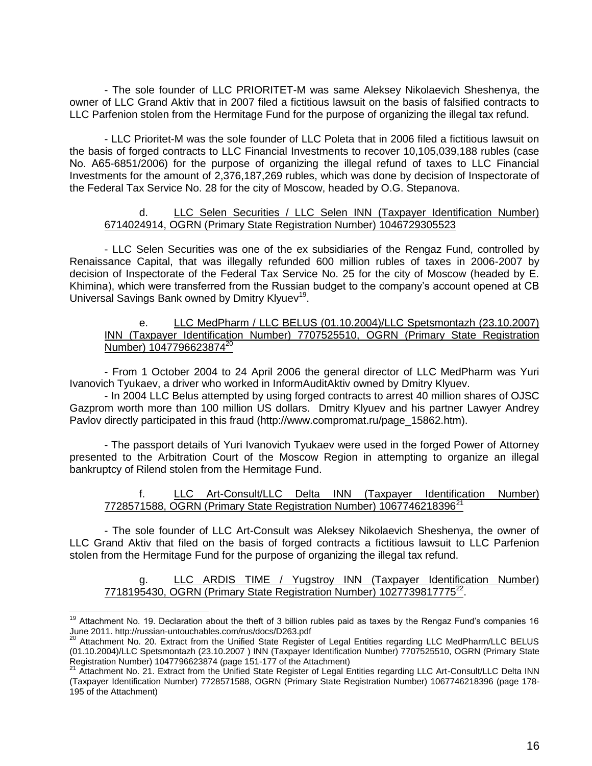- The sole founder of LLC PRIORITET-M was same Aleksey Nikolaevich Sheshenya, the owner of LLC Grand Aktiv that in 2007 filed a fictitious lawsuit on the basis of falsified contracts to LLC Parfenion stolen from the Hermitage Fund for the purpose of organizing the illegal tax refund.

- LLC Prioritet-M was the sole founder of LLC Poleta that in 2006 filed a fictitious lawsuit on the basis of forged contracts to LLC Financial Investments to recover 10,105,039,188 rubles (case No. A65-6851/2006) for the purpose of organizing the illegal refund of taxes to LLC Financial Investments for the amount of 2,376,187,269 rubles, which was done by decision of Inspectorate of the Federal Tax Service No. 28 for the city of Moscow, headed by O.G. Stepanova.

d. LLC Selen Securities / LLC Selen INN (Taxpayer Identification Number) 6714024914, OGRN (Primary State Registration Number) 1046729305523

- LLC Selen Securities was one of the ex subsidiaries of the Rengaz Fund, controlled by Renaissance Capital, that was illegally refunded 600 million rubles of taxes in 2006-2007 by decision of Inspectorate of the Federal Tax Service No. 25 for the city of Moscow (headed by E. Khimina), which were transferred from the Russian budget to the company's account opened at CB Universal Savings Bank owned by Dmitry Klyuev[19].

e. LLC MedPharm / LLC BELUS (01.10.2004)/LLC Spetsmontazh (23.10.2007) INN (Taxpayer Identification Number) 7707525510, OGRN (Primary State Registration Number) 1047796623874[20]

- From 1 October 2004 to 24 April 2006 the general director of LLC MedPharm was Yuri Ivanovich Tyukaev, a driver who worked in InformAuditAktiv owned by Dmitry Klyuev.

- In 2004 LLC Belus attempted by using forged contracts to arrest 40 million shares of OJSC Gazprom worth more than 100 million US dollars. Dmitry Klyuev and his partner Lawyer Andrey Pavlov directly participated in this fraud (http://www.compromat.ru/page_15862.htm).

- The passport details of Yuri Ivanovich Tyukaev were used in the forged Power of Attorney presented to the Arbitration Court of the Moscow Region in attempting to organize an illegal bankruptcy of Rilend stolen from the Hermitage Fund.

f. LLC Art-Consult/LLC Delta INN (Taxpayer Identification Number) 7728571588, OGRN (Primary State Registration Number) 1067746218396[21]

- The sole founder of LLC Art-Consult was Aleksey Nikolaevich Sheshenya, the owner of LLC Grand Aktiv that filed on the basis of forged contracts a fictitious lawsuit to LLC Parfenion stolen from the Hermitage Fund for the purpose of organizing the illegal tax refund.

g. LLC ARDIS TIME / Yugstroy INN (Taxpayer Identification Number) 7718195430, OGRN (Primary State Registration Number) 1027739817775[22].

---

[19] Attachment No. 19. Declaration about the theft of 3 billion rubles paid as taxes by the Rengaz Fund's companies 16 June 2011. http://russian-untouchables.com/rus/docs/D263.pdf

[20] Attachment No. 20. Extract from the Unified State Register of Legal Entities regarding LLC MedPharm/LLC BELUS (01.10.2004)/LLC Spetsmontazh (23.10.2007 ) INN (Taxpayer Identification Number) 7707525510, OGRN (Primary State Registration Number) 1047796623874 (page 151-177 of the Attachment)

[21] Attachment No. 21. Extract from the Unified State Register of Legal Entities regarding LLC Art-Consult/LLC Delta INN (Taxpayer Identification Number) 7728571588, OGRN (Primary State Registration Number) 1067746218396 (page 178-195 of the Attachment)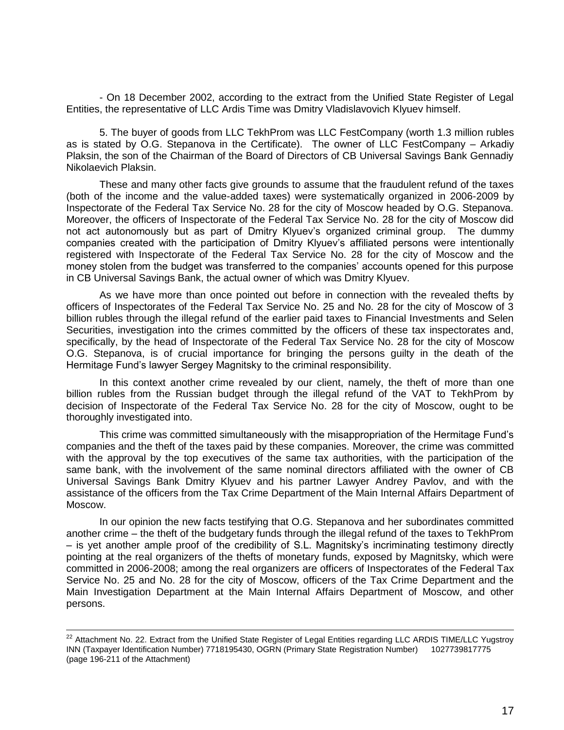- On 18 December 2002, according to the extract from the Unified State Register of Legal Entities, the representative of LLC Ardis Time was Dmitry Vladislavovich Klyuev himself.

5. The buyer of goods from LLC TekhProm was LLC FestCompany (worth 1.3 million rubles as is stated by O.G. Stepanova in the Certificate). The owner of LLC FestCompany – Arkadiy Plaksin, the son of the Chairman of the Board of Directors of CB Universal Savings Bank Gennadiy Nikolaevich Plaksin.

These and many other facts give grounds to assume that the fraudulent refund of the taxes (both of the income and the value-added taxes) were systematically organized in 2006-2009 by Inspectorate of the Federal Tax Service No. 28 for the city of Moscow headed by O.G. Stepanova. Moreover, the officers of Inspectorate of the Federal Tax Service No. 28 for the city of Moscow did not act autonomously but as part of Dmitry Klyuev's organized criminal group. The dummy companies created with the participation of Dmitry Klyuev's affiliated persons were intentionally registered with Inspectorate of the Federal Tax Service No. 28 for the city of Moscow and the money stolen from the budget was transferred to the companies' accounts opened for this purpose in CB Universal Savings Bank, the actual owner of which was Dmitry Klyuev.

As we have more than once pointed out before in connection with the revealed thefts by officers of Inspectorates of the Federal Tax Service No. 25 and No. 28 for the city of Moscow of 3 billion rubles through the illegal refund of the earlier paid taxes to Financial Investments and Selen Securities, investigation into the crimes committed by the officers of these tax inspectorates and, specifically, by the head of Inspectorate of the Federal Tax Service No. 28 for the city of Moscow O.G. Stepanova, is of crucial importance for bringing the persons guilty in the death of the Hermitage Fund's lawyer Sergey Magnitsky to the criminal responsibility.

In this context another crime revealed by our client, namely, the theft of more than one billion rubles from the Russian budget through the illegal refund of the VAT to TekhProm by decision of Inspectorate of the Federal Tax Service No. 28 for the city of Moscow, ought to be thoroughly investigated into.

This crime was committed simultaneously with the misappropriation of the Hermitage Fund's companies and the theft of the taxes paid by these companies. Moreover, the crime was committed with the approval by the top executives of the same tax authorities, with the participation of the same bank, with the involvement of the same nominal directors affiliated with the owner of CB Universal Savings Bank Dmitry Klyuev and his partner Lawyer Andrey Pavlov, and with the assistance of the officers from the Tax Crime Department of the Main Internal Affairs Department of Moscow.

In our opinion the new facts testifying that O.G. Stepanova and her subordinates committed another crime – the theft of the budgetary funds through the illegal refund of the taxes to TekhProm – is yet another ample proof of the credibility of S.L. Magnitsky's incriminating testimony directly pointing at the real organizers of the thefts of monetary funds, exposed by Magnitsky, which were committed in 2006-2008; among the real organizers are officers of Inspectorates of the Federal Tax Service No. 25 and No. 28 for the city of Moscow, officers of the Tax Crime Department and the Main Investigation Department at the Main Internal Affairs Department of Moscow, and other persons.

---

[22] Attachment No. 22. Extract from the Unified State Register of Legal Entities regarding LLC ARDIS TIME/LLC Yugstroy INN (Taxpayer Identification Number) 7718195430, OGRN (Primary State Registration Number) 1027739817775 (page 196-211 of the Attachment)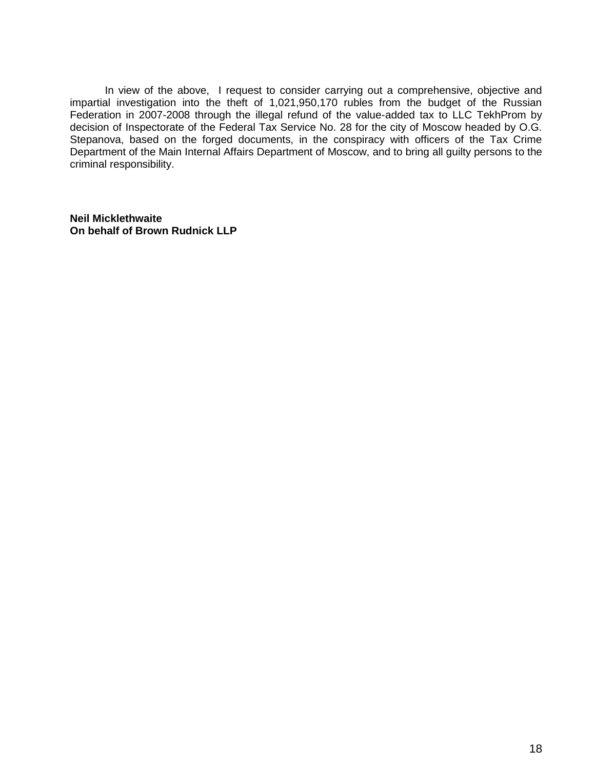In view of the above, I request to consider carrying out a comprehensive, objective and impartial investigation into the theft of 1,021,950,170 rubles from the budget of the Russian Federation in 2007-2008 through the illegal refund of the value-added tax to LLC TekhProm by decision of Inspectorate of the Federal Tax Service No. 28 for the city of Moscow headed by O.G. Stepanova, based on the forged documents, in the conspiracy with officers of the Tax Crime Department of the Main Internal Affairs Department of Moscow, and to bring all guilty persons to the criminal responsibility.

**Neil Micklethwaite**
**On behalf of Brown Rudnick LLP**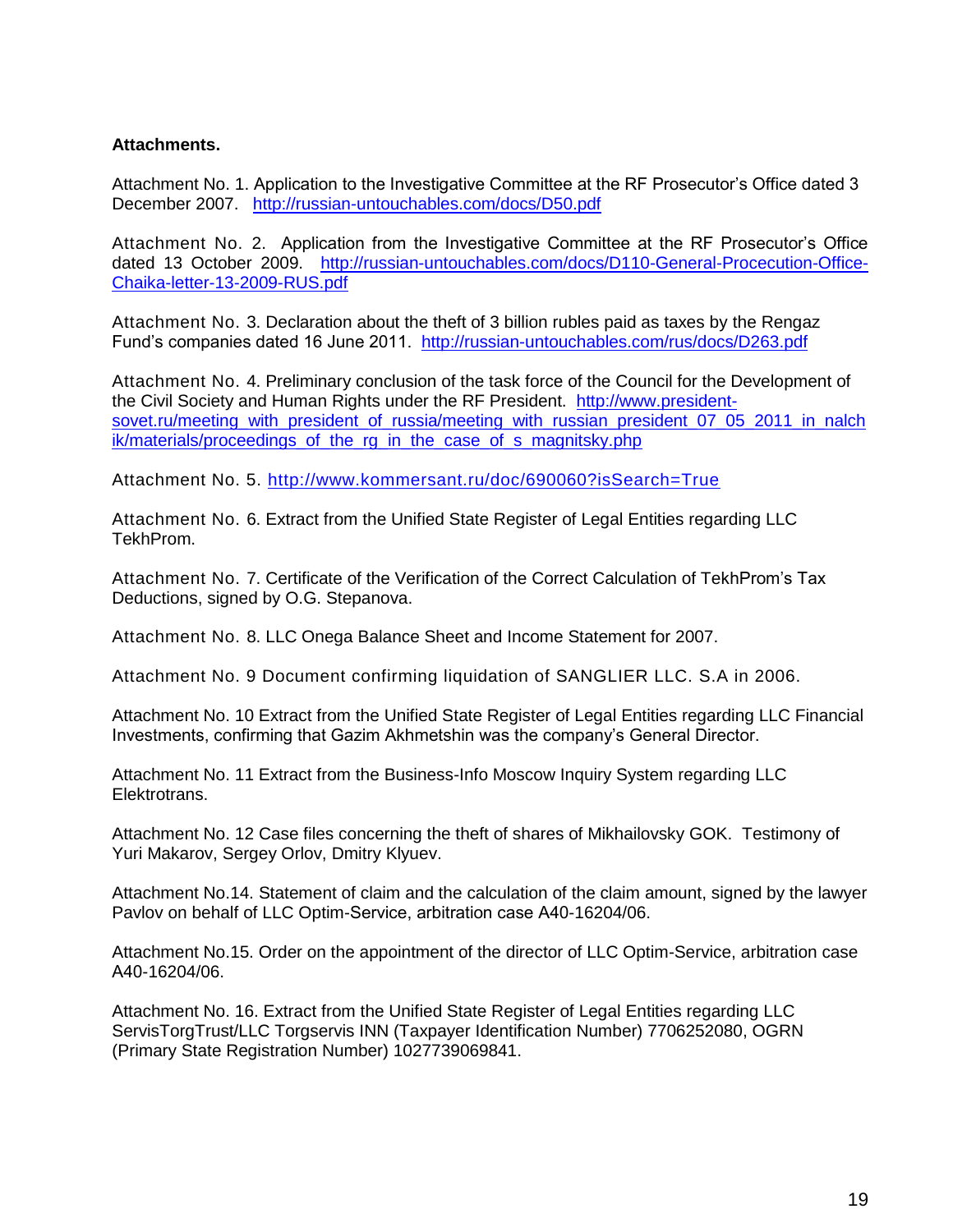**Attachments.**

Attachment No. 1. Application to the Investigative Committee at the RF Prosecutor's Office dated 3 December 2007. http://russian-untouchables.com/docs/D50.pdf

Attachment No. 2. Application from the Investigative Committee at the RF Prosecutor's Office dated 13 October 2009. http://russian-untouchables.com/docs/D110-General-Procecution-Office-Chaika-letter-13-2009-RUS.pdf

Attachment No. 3. Declaration about the theft of 3 billion rubles paid as taxes by the Rengaz Fund's companies dated 16 June 2011. http://russian-untouchables.com/rus/docs/D263.pdf

Attachment No. 4. Preliminary conclusion of the task force of the Council for the Development of the Civil Society and Human Rights under the RF President. http://www.president-sovet.ru/meeting_with_president_of_russia/meeting_with_russian_president_07_05_2011_in_nalchik/materials/proceedings_of_the_rg_in_the_case_of_s_magnitsky.php

Attachment No. 5. http://www.kommersant.ru/doc/690060?isSearch=True

Attachment No. 6. Extract from the Unified State Register of Legal Entities regarding LLC TekhProm.

Attachment No. 7. Certificate of the Verification of the Correct Calculation of TekhProm's Tax Deductions, signed by O.G. Stepanova.

Attachment No. 8. LLC Onega Balance Sheet and Income Statement for 2007.

Attachment No. 9 Document confirming liquidation of SANGLIER LLC. S.A in 2006.

Attachment No. 10 Extract from the Unified State Register of Legal Entities regarding LLC Financial Investments, confirming that Gazim Akhmetshin was the company's General Director.

Attachment No. 11 Extract from the Business-Info Moscow Inquiry System regarding LLC Elektrotrans.

Attachment No. 12 Case files concerning the theft of shares of Mikhailovsky GOK. Testimony of Yuri Makarov, Sergey Orlov, Dmitry Klyuev.

Attachment No.14. Statement of claim and the calculation of the claim amount, signed by the lawyer Pavlov on behalf of LLC Optim-Service, arbitration case A40-16204/06.

Attachment No.15. Order on the appointment of the director of LLC Optim-Service, arbitration case A40-16204/06.

Attachment No. 16. Extract from the Unified State Register of Legal Entities regarding LLC ServisTorgTrust/LLC Torgservis INN (Taxpayer Identification Number) 7706252080, OGRN (Primary State Registration Number) 1027739069841.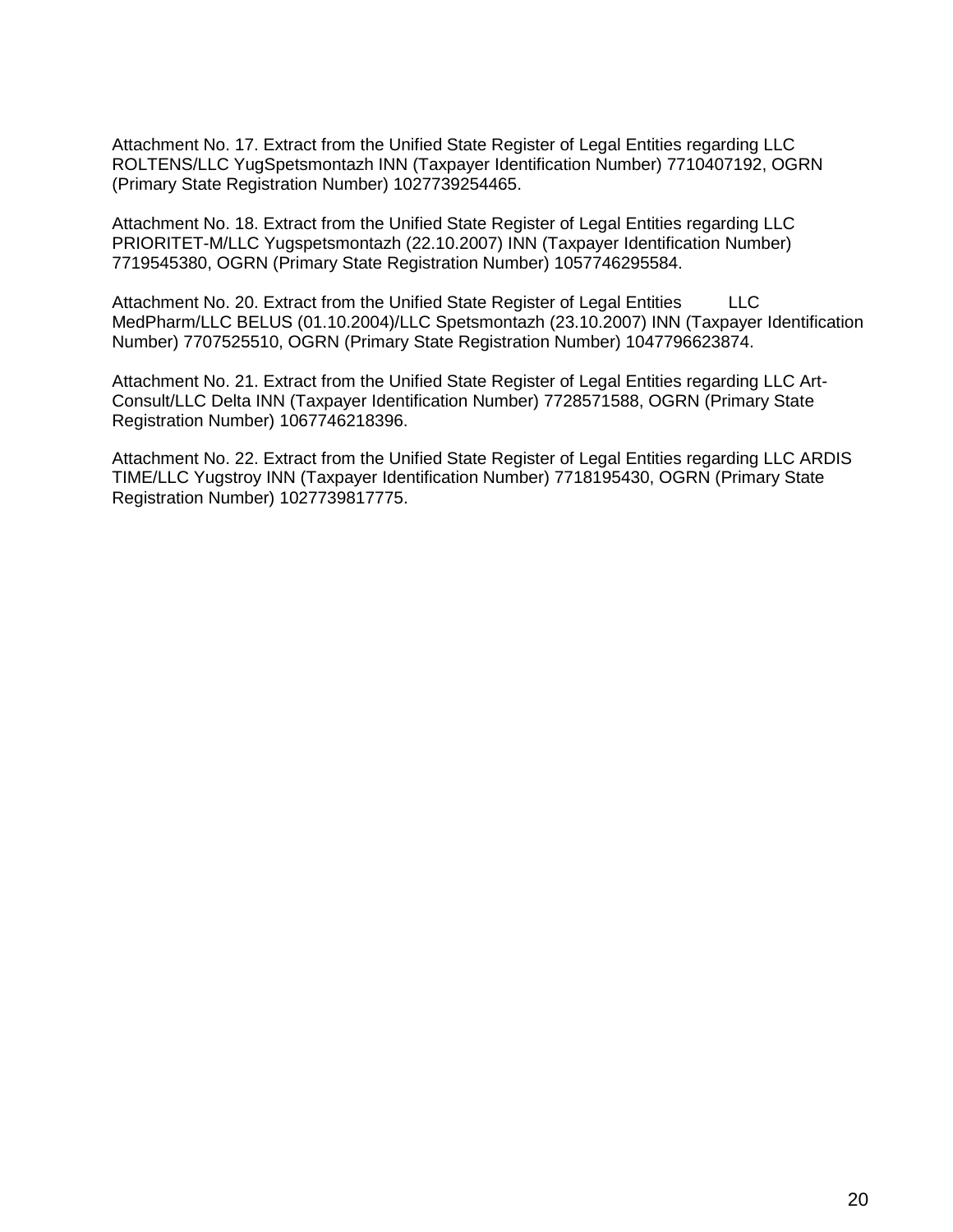Attachment No. 17. Extract from the Unified State Register of Legal Entities regarding LLC ROLTENS/LLC YugSpetsmontazh INN (Taxpayer Identification Number) 7710407192, OGRN (Primary State Registration Number) 1027739254465.

Attachment No. 18. Extract from the Unified State Register of Legal Entities regarding LLC PRIORITET-M/LLC Yugspetsmontazh (22.10.2007) INN (Taxpayer Identification Number) 7719545380, OGRN (Primary State Registration Number) 1057746295584.

Attachment No. 20. Extract from the Unified State Register of Legal Entities LLC MedPharm/LLC BELUS (01.10.2004)/LLC Spetsmontazh (23.10.2007) INN (Taxpayer Identification Number) 7707525510, OGRN (Primary State Registration Number) 1047796623874.

Attachment No. 21. Extract from the Unified State Register of Legal Entities regarding LLC Art-Consult/LLC Delta INN (Taxpayer Identification Number) 7728571588, OGRN (Primary State Registration Number) 1067746218396.

Attachment No. 22. Extract from the Unified State Register of Legal Entities regarding LLC ARDIS TIME/LLC Yugstroy INN (Taxpayer Identification Number) 7718195430, OGRN (Primary State Registration Number) 1027739817775.